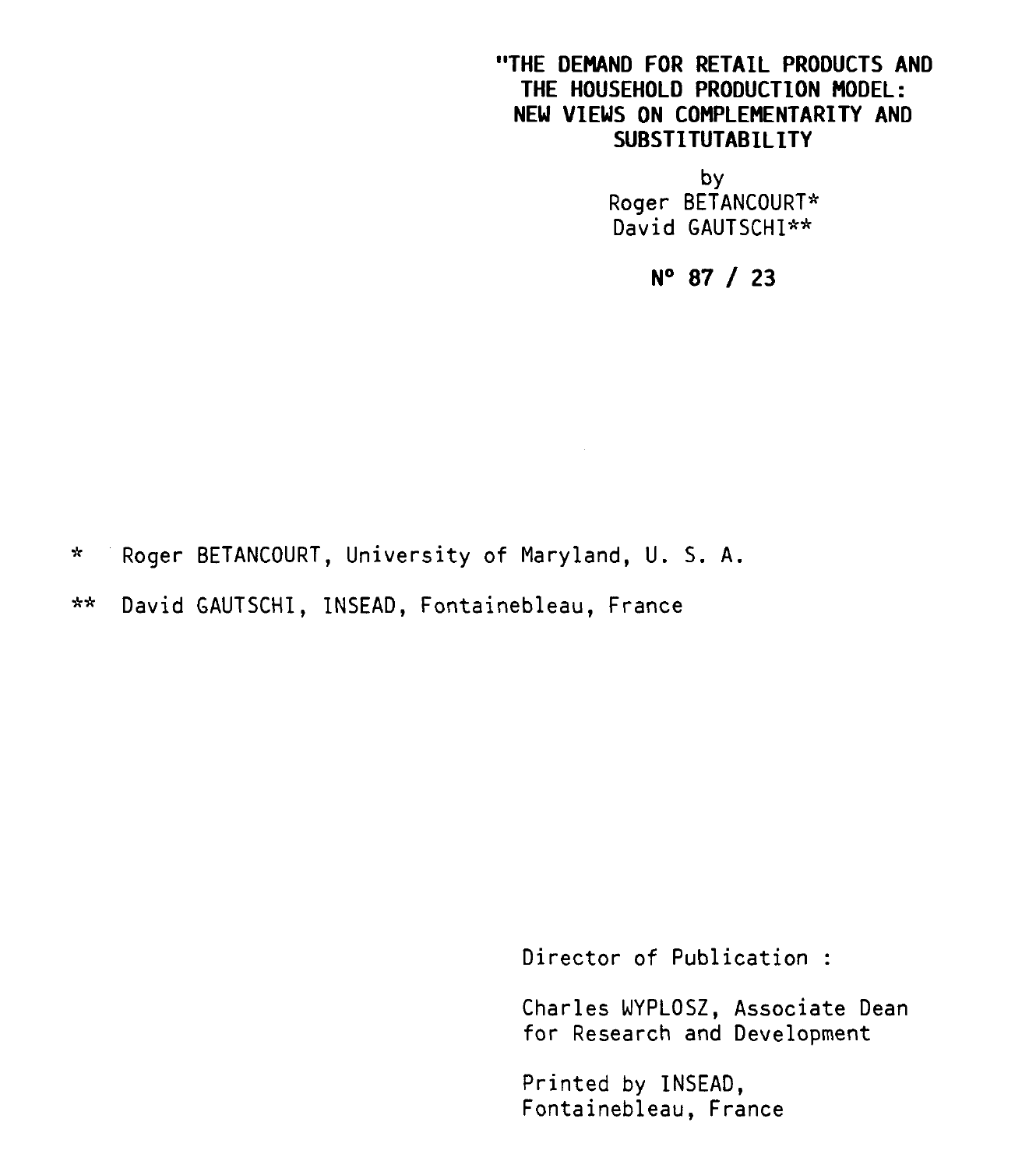# "THE DEMAND FOR RETAIL PRODUCTS AND THE HOUSEHOLD PRODUCTION MODEL: NEW VIEWS ON COMPLEMENTARITY AND SUBSTITUTABILITY

by

Roger BETANCOURT*

David GAUTSCHI**

**N° 87 / 23**

\* Roger BETANCOURT, University of Maryland, U. S. A.

\*\* David GAUTSCHI, INSEAD, Fontainebleau, France

Director of Publication :

Charles WYPLOSZ, Associate Dean for Research and Development

Printed by INSEAD, Fontainebleau, France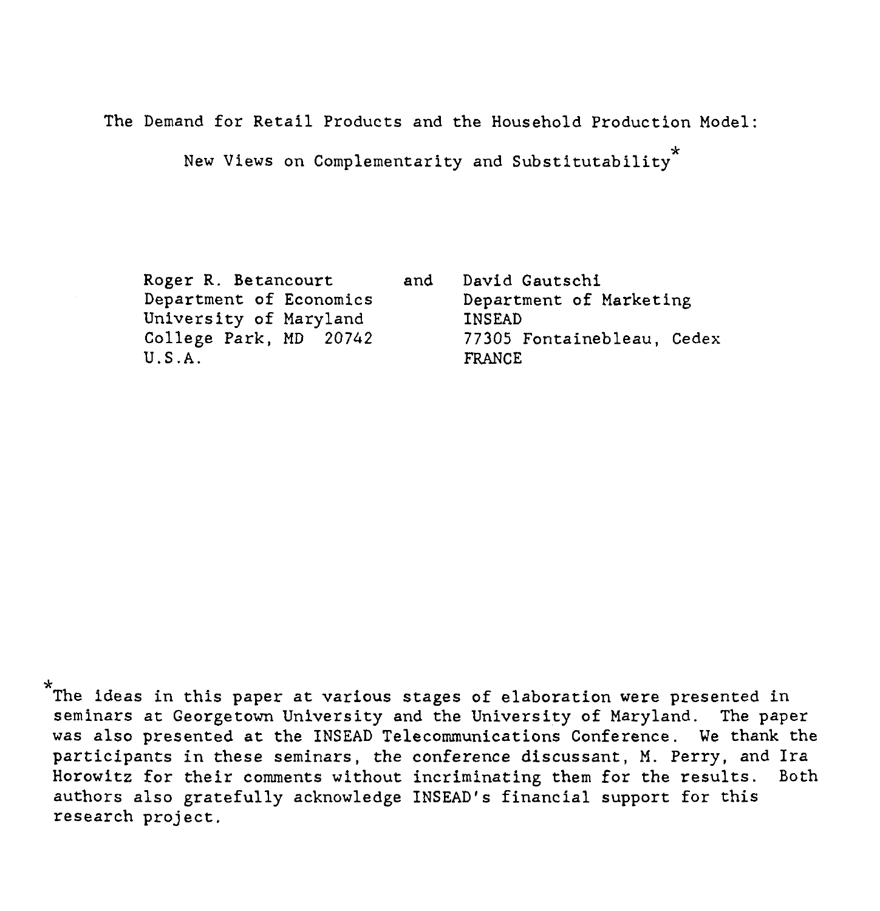# The Demand for Retail Products and the Household Production Model: New Views on Complementarity and Substitutability*

Roger R. Betancourt
Department of Economics
University of Maryland
College Park, MD 20742
U.S.A.

and

David Gautschi
Department of Marketing
INSEAD
77305 Fontainebleau, Cedex
FRANCE

*The ideas in this paper at various stages of elaboration were presented in seminars at Georgetown University and the University of Maryland. The paper was also presented at the INSEAD Telecommunications Conference. We thank the participants in these seminars, the conference discussant, M. Perry, and Ira Horowitz for their comments without incriminating them for the results. Both authors also gratefully acknowledge INSEAD's financial support for this research project.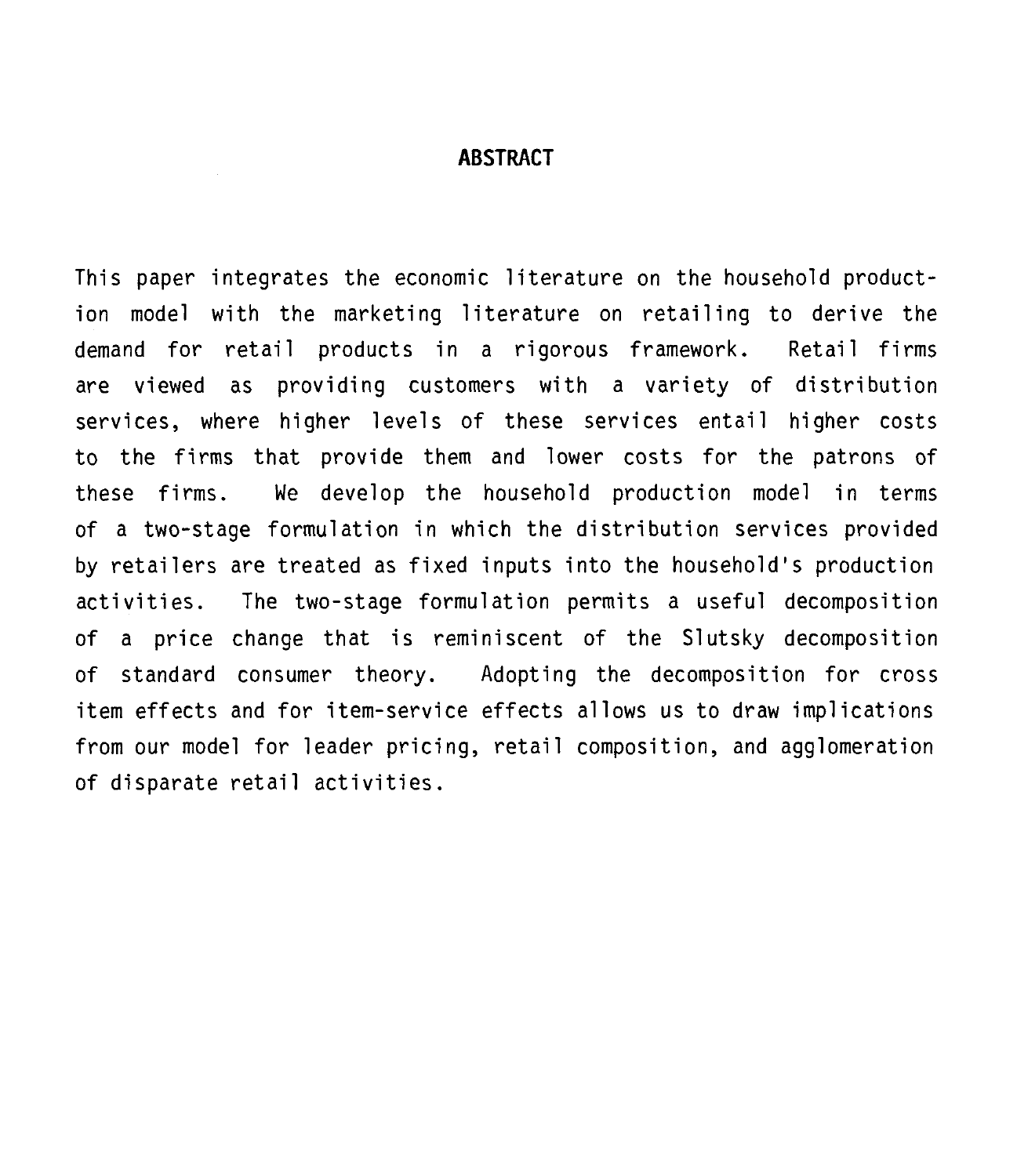## ABSTRACT

This paper integrates the economic literature on the household production model with the marketing literature on retailing to derive the demand for retail products in a rigorous framework. Retail firms are viewed as providing customers with a variety of distribution services, where higher levels of these services entail higher costs to the firms that provide them and lower costs for the patrons of these firms. We develop the household production model in terms of a two-stage formulation in which the distribution services provided by retailers are treated as fixed inputs into the household's production activities. The two-stage formulation permits a useful decomposition of a price change that is reminiscent of the Slutsky decomposition of standard consumer theory. Adopting the decomposition for cross item effects and for item-service effects allows us to draw implications from our model for leader pricing, retail composition, and agglomeration of disparate retail activities.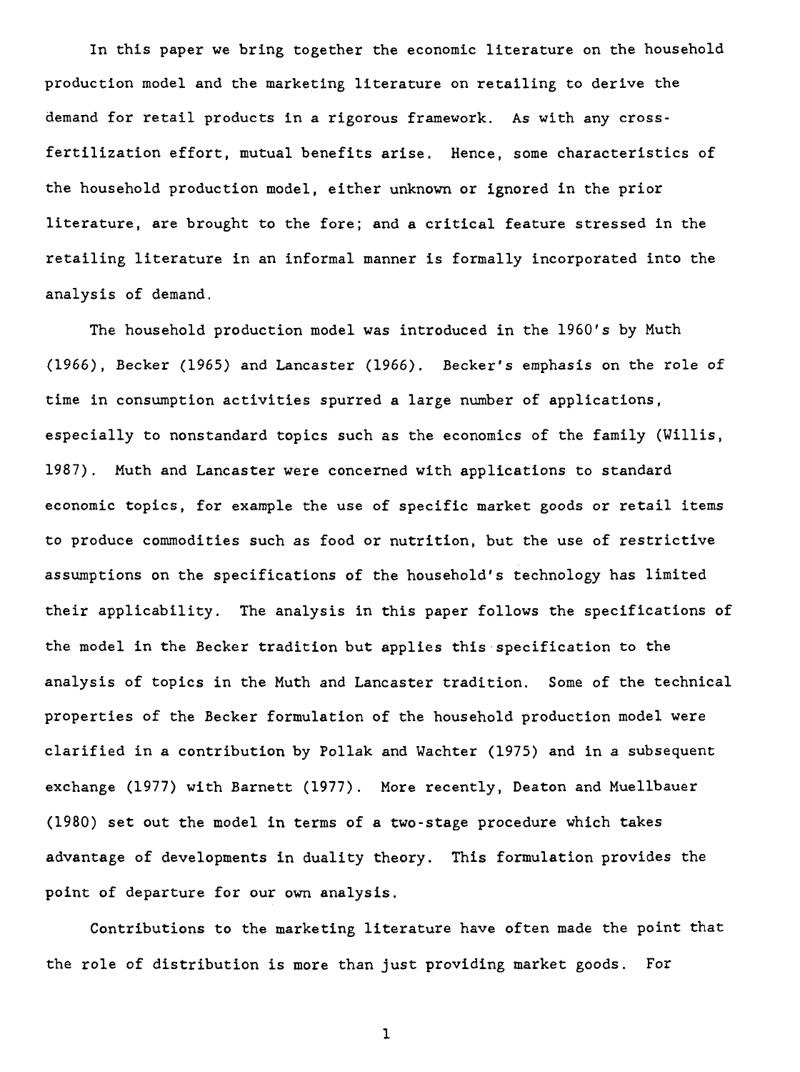In this paper we bring together the economic literature on the household production model and the marketing literature on retailing to derive the demand for retail products in a rigorous framework. As with any cross-fertilization effort, mutual benefits arise. Hence, some characteristics of the household production model, either unknown or ignored in the prior literature, are brought to the fore; and a critical feature stressed in the retailing literature in an informal manner is formally incorporated into the analysis of demand.

The household production model was introduced in the 1960's by Muth (1966), Becker (1965) and Lancaster (1966). Becker's emphasis on the role of time in consumption activities spurred a large number of applications, especially to nonstandard topics such as the economics of the family (Willis, 1987). Muth and Lancaster were concerned with applications to standard economic topics, for example the use of specific market goods or retail items to produce commodities such as food or nutrition, but the use of restrictive assumptions on the specifications of the household's technology has limited their applicability. The analysis in this paper follows the specifications of the model in the Becker tradition but applies this specification to the analysis of topics in the Muth and Lancaster tradition. Some of the technical properties of the Becker formulation of the household production model were clarified in a contribution by Pollak and Wachter (1975) and in a subsequent exchange (1977) with Barnett (1977). More recently, Deaton and Muellbauer (1980) set out the model in terms of a two-stage procedure which takes advantage of developments in duality theory. This formulation provides the point of departure for our own analysis.

Contributions to the marketing literature have often made the point that the role of distribution is more than just providing market goods. For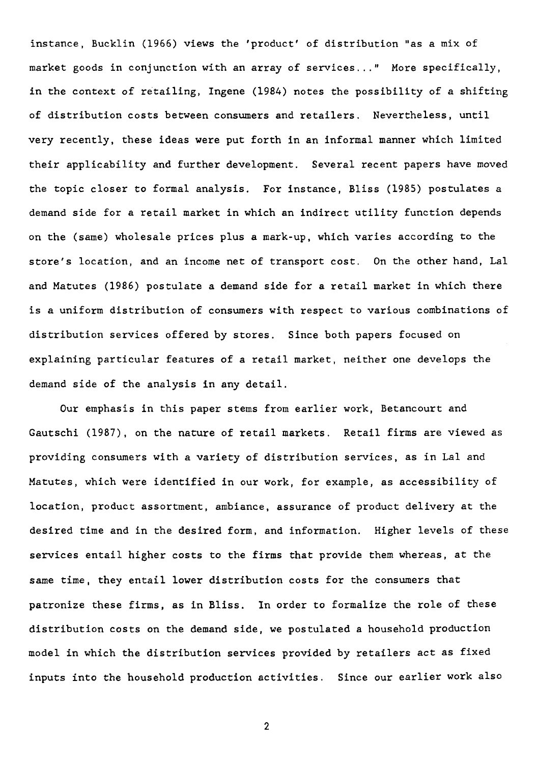instance, Bucklin (1966) views the 'product' of distribution "as a mix of market goods in conjunction with an array of services..." More specifically, in the context of retailing, Ingene (1984) notes the possibility of a shifting of distribution costs between consumers and retailers. Nevertheless, until very recently, these ideas were put forth in an informal manner which limited their applicability and further development. Several recent papers have moved the topic closer to formal analysis. For instance, Bliss (1985) postulates a demand side for a retail market in which an indirect utility function depends on the (same) wholesale prices plus a mark-up, which varies according to the store's location, and an income net of transport cost. On the other hand, Lal and Matutes (1986) postulate a demand side for a retail market in which there is a uniform distribution of consumers with respect to various combinations of distribution services offered by stores. Since both papers focused on explaining particular features of a retail market, neither one develops the demand side of the analysis in any detail.

Our emphasis in this paper stems from earlier work, Betancourt and Gautschi (1987), on the nature of retail markets. Retail firms are viewed as providing consumers with a variety of distribution services, as in Lal and Matutes, which were identified in our work, for example, as accessibility of location, product assortment, ambiance, assurance of product delivery at the desired time and in the desired form, and information. Higher levels of these services entail higher costs to the firms that provide them whereas, at the same time, they entail lower distribution costs for the consumers that patronize these firms, as in Bliss. In order to formalize the role of these distribution costs on the demand side, we postulated a household production model in which the distribution services provided by retailers act as fixed inputs into the household production activities. Since our earlier work also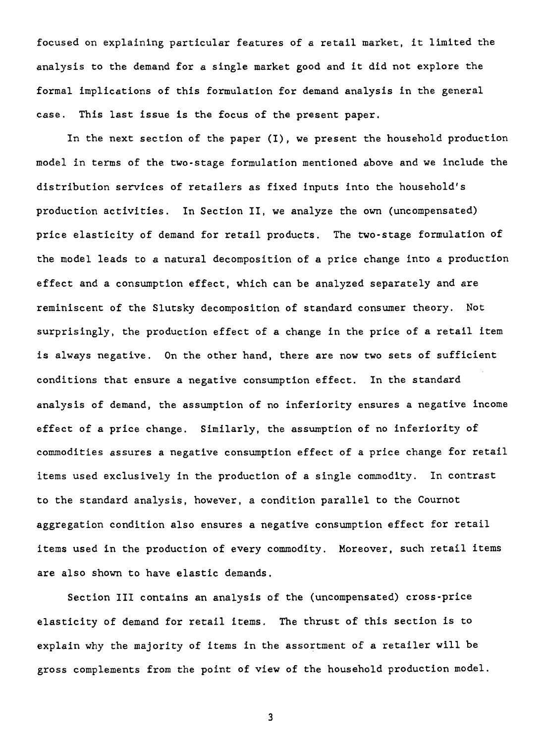focused on explaining particular features of a retail market, it limited the analysis to the demand for a single market good and it did not explore the formal implications of this formulation for demand analysis in the general case. This last issue is the focus of the present paper.

In the next section of the paper (I), we present the household production model in terms of the two-stage formulation mentioned above and we include the distribution services of retailers as fixed inputs into the household's production activities. In Section II, we analyze the own (uncompensated) price elasticity of demand for retail products. The two-stage formulation of the model leads to a natural decomposition of a price change into a production effect and a consumption effect, which can be analyzed separately and are reminiscent of the Slutsky decomposition of standard consumer theory. Not surprisingly, the production effect of a change in the price of a retail item is always negative. On the other hand, there are now two sets of sufficient conditions that ensure a negative consumption effect. In the standard analysis of demand, the assumption of no inferiority ensures a negative income effect of a price change. Similarly, the assumption of no inferiority of commodities assures a negative consumption effect of a price change for retail items used exclusively in the production of a single commodity. In contrast to the standard analysis, however, a condition parallel to the Cournot aggregation condition also ensures a negative consumption effect for retail items used in the production of every commodity. Moreover, such retail items are also shown to have elastic demands.

Section III contains an analysis of the (uncompensated) cross-price elasticity of demand for retail items. The thrust of this section is to explain why the majority of items in the assortment of a retailer will be gross complements from the point of view of the household production model.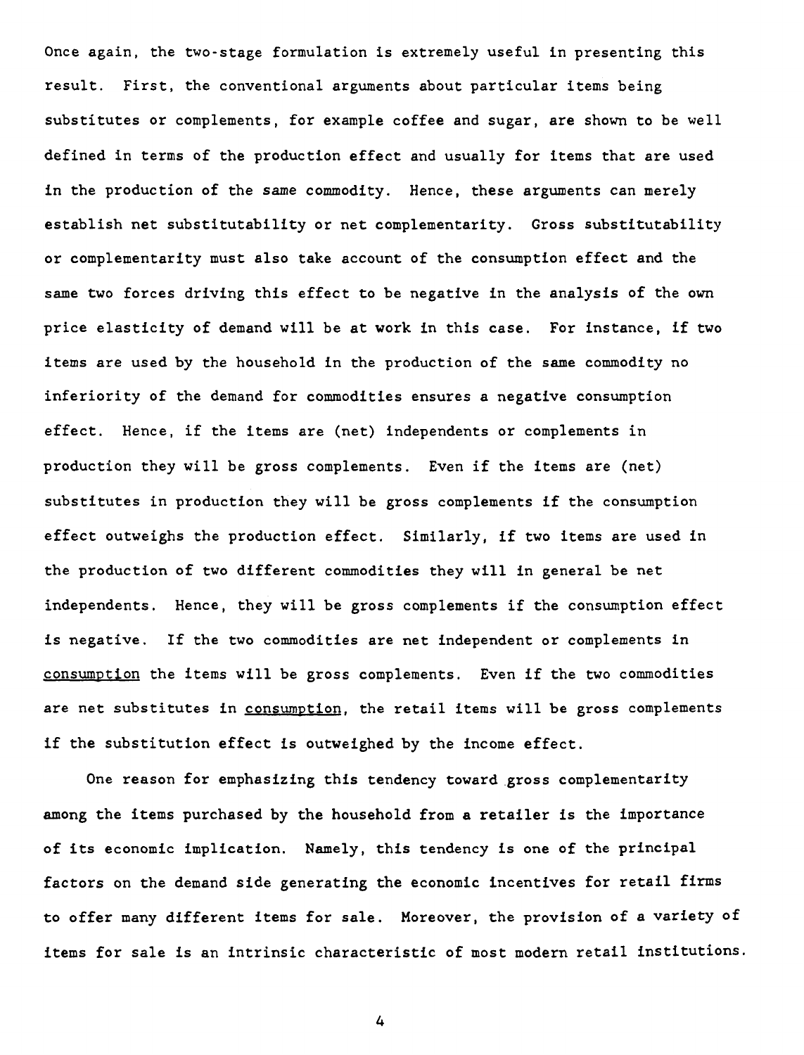Once again, the two-stage formulation is extremely useful in presenting this result. First, the conventional arguments about particular items being substitutes or complements, for example coffee and sugar, are shown to be well defined in terms of the production effect and usually for items that are used in the production of the same commodity. Hence, these arguments can merely establish net substitutability or net complementarity. Gross substitutability or complementarity must also take account of the consumption effect and the same two forces driving this effect to be negative in the analysis of the own price elasticity of demand will be at work in this case. For instance, if two items are used by the household in the production of the same commodity no inferiority of the demand for commodities ensures a negative consumption effect. Hence, if the items are (net) independents or complements in production they will be gross complements. Even if the items are (net) substitutes in production they will be gross complements if the consumption effect outweighs the production effect. Similarly, if two items are used in the production of two different commodities they will in general be net independents. Hence, they will be gross complements if the consumption effect is negative. If the two commodities are net independent or complements in <u>consumption</u> the items will be gross complements. Even if the two commodities are net substitutes in <u>consumption</u>, the retail items will be gross complements if the substitution effect is outweighed by the income effect.

One reason for emphasizing this tendency toward gross complementarity among the items purchased by the household from a retailer is the importance of its economic implication. Namely, this tendency is one of the principal factors on the demand side generating the economic incentives for retail firms to offer many different items for sale. Moreover, the provision of a variety of items for sale is an intrinsic characteristic of most modern retail institutions.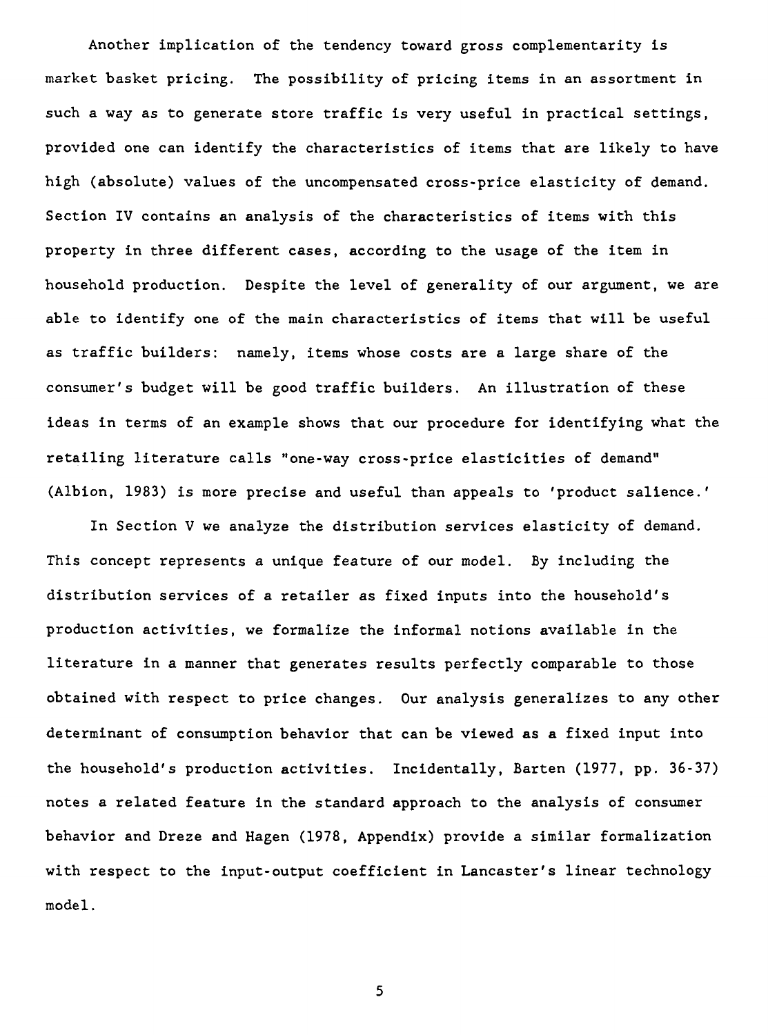Another implication of the tendency toward gross complementarity is market basket pricing. The possibility of pricing items in an assortment in such a way as to generate store traffic is very useful in practical settings, provided one can identify the characteristics of items that are likely to have high (absolute) values of the uncompensated cross-price elasticity of demand. Section IV contains an analysis of the characteristics of items with this property in three different cases, according to the usage of the item in household production. Despite the level of generality of our argument, we are able to identify one of the main characteristics of items that will be useful as traffic builders: namely, items whose costs are a large share of the consumer's budget will be good traffic builders. An illustration of these ideas in terms of an example shows that our procedure for identifying what the retailing literature calls "one-way cross-price elasticities of demand" (Albion, 1983) is more precise and useful than appeals to 'product salience.'

In Section V we analyze the distribution services elasticity of demand. This concept represents a unique feature of our model. By including the distribution services of a retailer as fixed inputs into the household's production activities, we formalize the informal notions available in the literature in a manner that generates results perfectly comparable to those obtained with respect to price changes. Our analysis generalizes to any other determinant of consumption behavior that can be viewed as a fixed input into the household's production activities. Incidentally, Barten (1977, pp. 36-37) notes a related feature in the standard approach to the analysis of consumer behavior and Dreze and Hagen (1978, Appendix) provide a similar formalization with respect to the input-output coefficient in Lancaster's linear technology model.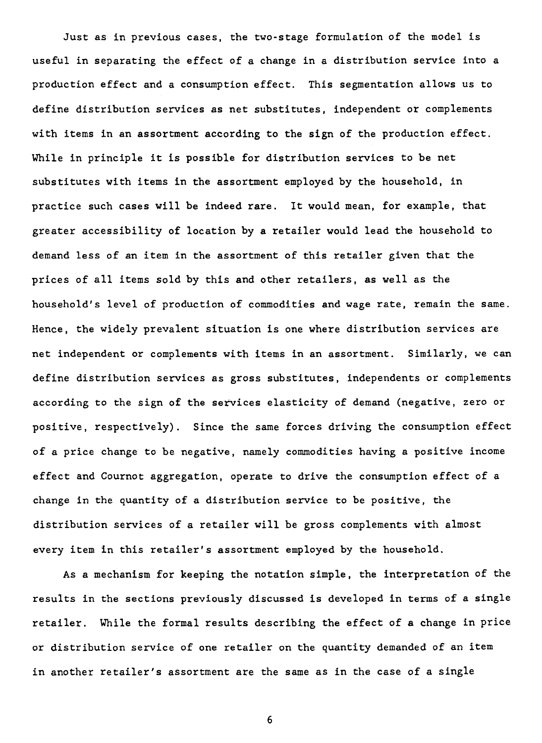Just as in previous cases, the two-stage formulation of the model is useful in separating the effect of a change in a distribution service into a production effect and a consumption effect. This segmentation allows us to define distribution services as net substitutes, independent or complements with items in an assortment according to the sign of the production effect. While in principle it is possible for distribution services to be net substitutes with items in the assortment employed by the household, in practice such cases will be indeed rare. It would mean, for example, that greater accessibility of location by a retailer would lead the household to demand less of an item in the assortment of this retailer given that the prices of all items sold by this and other retailers, as well as the household's level of production of commodities and wage rate, remain the same. Hence, the widely prevalent situation is one where distribution services are net independent or complements with items in an assortment. Similarly, we can define distribution services as gross substitutes, independents or complements according to the sign of the services elasticity of demand (negative, zero or positive, respectively). Since the same forces driving the consumption effect of a price change to be negative, namely commodities having a positive income effect and Cournot aggregation, operate to drive the consumption effect of a change in the quantity of a distribution service to be positive, the distribution services of a retailer will be gross complements with almost every item in this retailer's assortment employed by the household.

As a mechanism for keeping the notation simple, the interpretation of the results in the sections previously discussed is developed in terms of a single retailer. While the formal results describing the effect of a change in price or distribution service of one retailer on the quantity demanded of an item in another retailer's assortment are the same as in the case of a single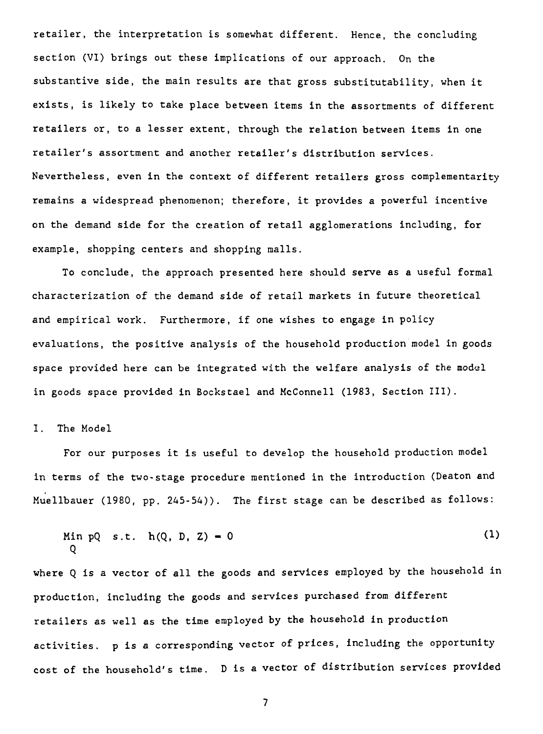retailer, the interpretation is somewhat different. Hence, the concluding section (VI) brings out these implications of our approach. On the substantive side, the main results are that gross substitutability, when it exists, is likely to take place between items in the assortments of different retailers or, to a lesser extent, through the relation between items in one retailer's assortment and another retailer's distribution services. Nevertheless, even in the context of different retailers gross complementarity remains a widespread phenomenon; therefore, it provides a powerful incentive on the demand side for the creation of retail agglomerations including, for example, shopping centers and shopping malls.

To conclude, the approach presented here should serve as a useful formal characterization of the demand side of retail markets in future theoretical and empirical work. Furthermore, if one wishes to engage in policy evaluations, the positive analysis of the household production model in goods space provided here can be integrated with the welfare analysis of the model in goods space provided in Bockstael and McConnell (1983, Section III).

## I. The Model

For our purposes it is useful to develop the household production model in terms of the two-stage procedure mentioned in the introduction (Deaton and Muellbauer (1980, pp. 245-54)). The first stage can be described as follows:

$$\min_{Q} \; pQ \quad \text{s.t.} \quad h(Q, D, Z) = 0 \tag{1}$$

where Q is a vector of all the goods and services employed by the household in production, including the goods and services purchased from different retailers as well as the time employed by the household in production activities. p is a corresponding vector of prices, including the opportunity cost of the household's time. D is a vector of distribution services provided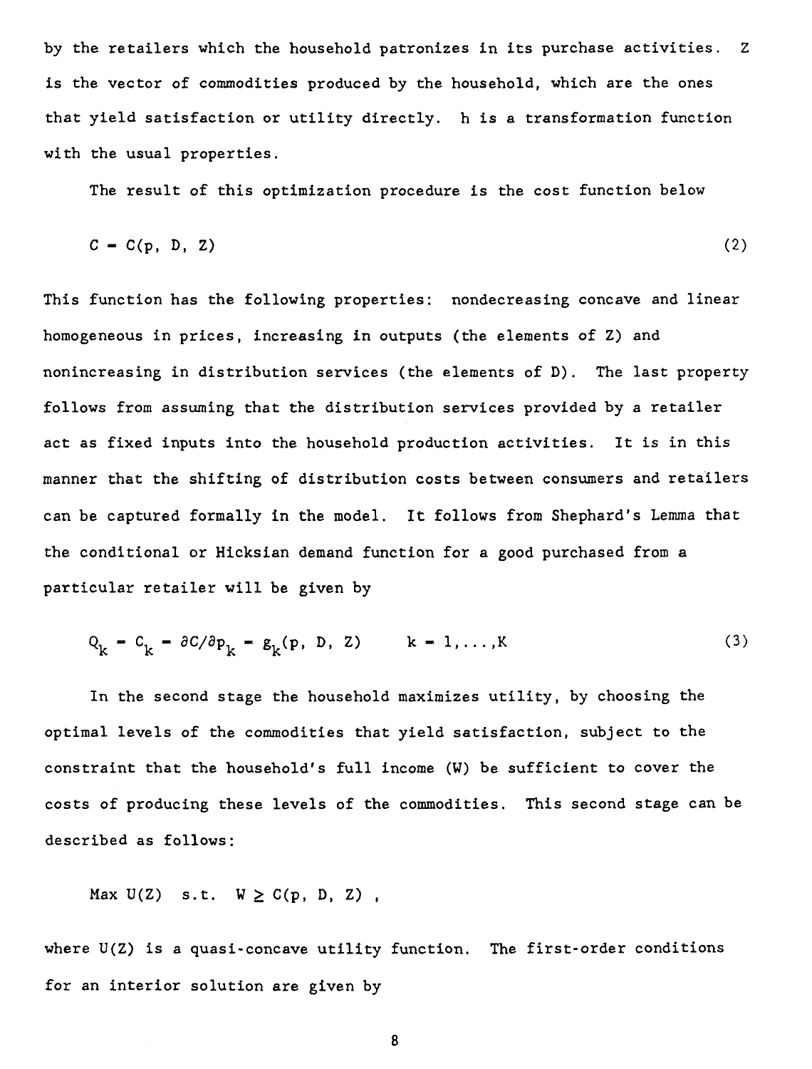by the retailers which the household patronizes in its purchase activities. Z is the vector of commodities produced by the household, which are the ones that yield satisfaction or utility directly. h is a transformation function with the usual properties.

The result of this optimization procedure is the cost function below

$$C = C(p, D, Z) \tag{2}$$

This function has the following properties: nondecreasing concave and linear homogeneous in prices, increasing in outputs (the elements of Z) and nonincreasing in distribution services (the elements of D). The last property follows from assuming that the distribution services provided by a retailer act as fixed inputs into the household production activities. It is in this manner that the shifting of distribution costs between consumers and retailers can be captured formally in the model. It follows from Shephard's Lemma that the conditional or Hicksian demand function for a good purchased from a particular retailer will be given by

$$Q_k = C_k = \partial C / \partial p_k = g_k(p, D, Z) \qquad k = 1, \ldots, K \tag{3}$$

In the second stage the household maximizes utility, by choosing the optimal levels of the commodities that yield satisfaction, subject to the constraint that the household's full income (W) be sufficient to cover the costs of producing these levels of the commodities. This second stage can be described as follows:

$$\text{Max } U(Z) \quad \text{s.t.} \quad W \geq C(p, D, Z) \text{ ,}$$

where U(Z) is a quasi-concave utility function. The first-order conditions for an interior solution are given by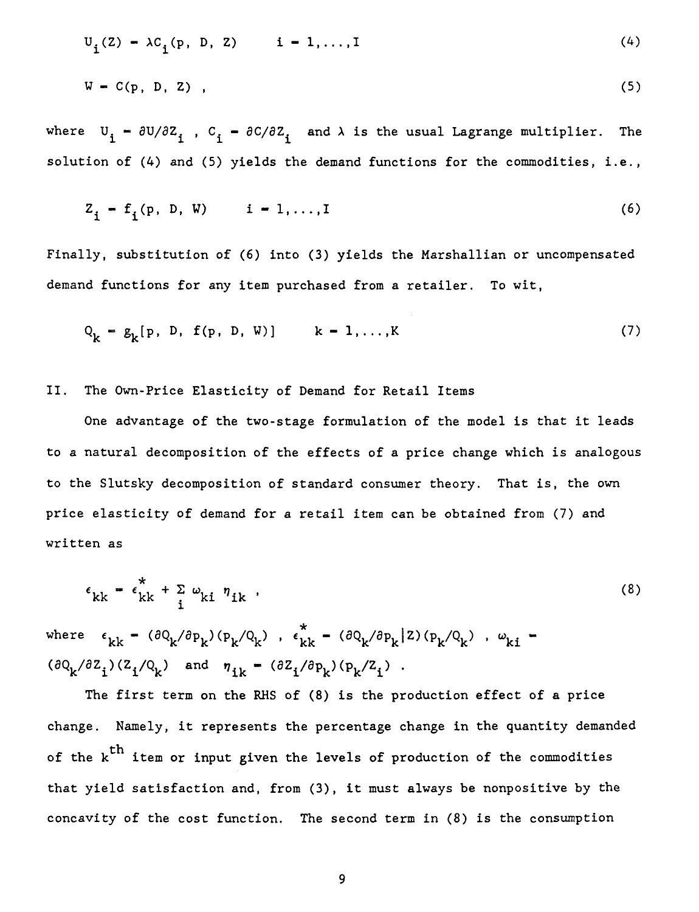$$U_i(Z) = \lambda C_i(p, D, Z) \qquad i = 1,\ldots,I \tag{4}$$

$$W = C(p, D, Z) , \tag{5}$$

where $U_i = \partial U/\partial Z_i$ , $C_i = \partial C/\partial Z_i$ and $\lambda$ is the usual Lagrange multiplier. The solution of (4) and (5) yields the demand functions for the commodities, i.e.,

$$Z_i = f_i(p, D, W) \qquad i = 1,\ldots,I \tag{6}$$

Finally, substitution of (6) into (3) yields the Marshallian or uncompensated demand functions for any item purchased from a retailer. To wit,

$$Q_k = g_k[p, D, f(p, D, W)] \qquad k = 1,\ldots,K \tag{7}$$

## II. The Own-Price Elasticity of Demand for Retail Items

One advantage of the two-stage formulation of the model is that it leads to a natural decomposition of the effects of a price change which is analogous to the Slutsky decomposition of standard consumer theory. That is, the own price elasticity of demand for a retail item can be obtained from (7) and written as

$$\epsilon_{kk} = \epsilon_{kk}^{*} + \sum_i \omega_{ki}\, \eta_{ik} , \tag{8}$$

where $\epsilon_{kk} = (\partial Q_k/\partial p_k)(p_k/Q_k)$ , $\epsilon_{kk}^{*} = (\partial Q_k/\partial p_k|Z)(p_k/Q_k)$ , $\omega_{ki} = (\partial Q_k/\partial Z_i)(Z_i/Q_k)$ and $\eta_{ik} = (\partial Z_i/\partial p_k)(p_k/Z_i)$ .

The first term on the RHS of (8) is the production effect of a price change. Namely, it represents the percentage change in the quantity demanded of the $k^{th}$ item or input given the levels of production of the commodities that yield satisfaction and, from (3), it must always be nonpositive by the concavity of the cost function. The second term in (8) is the consumption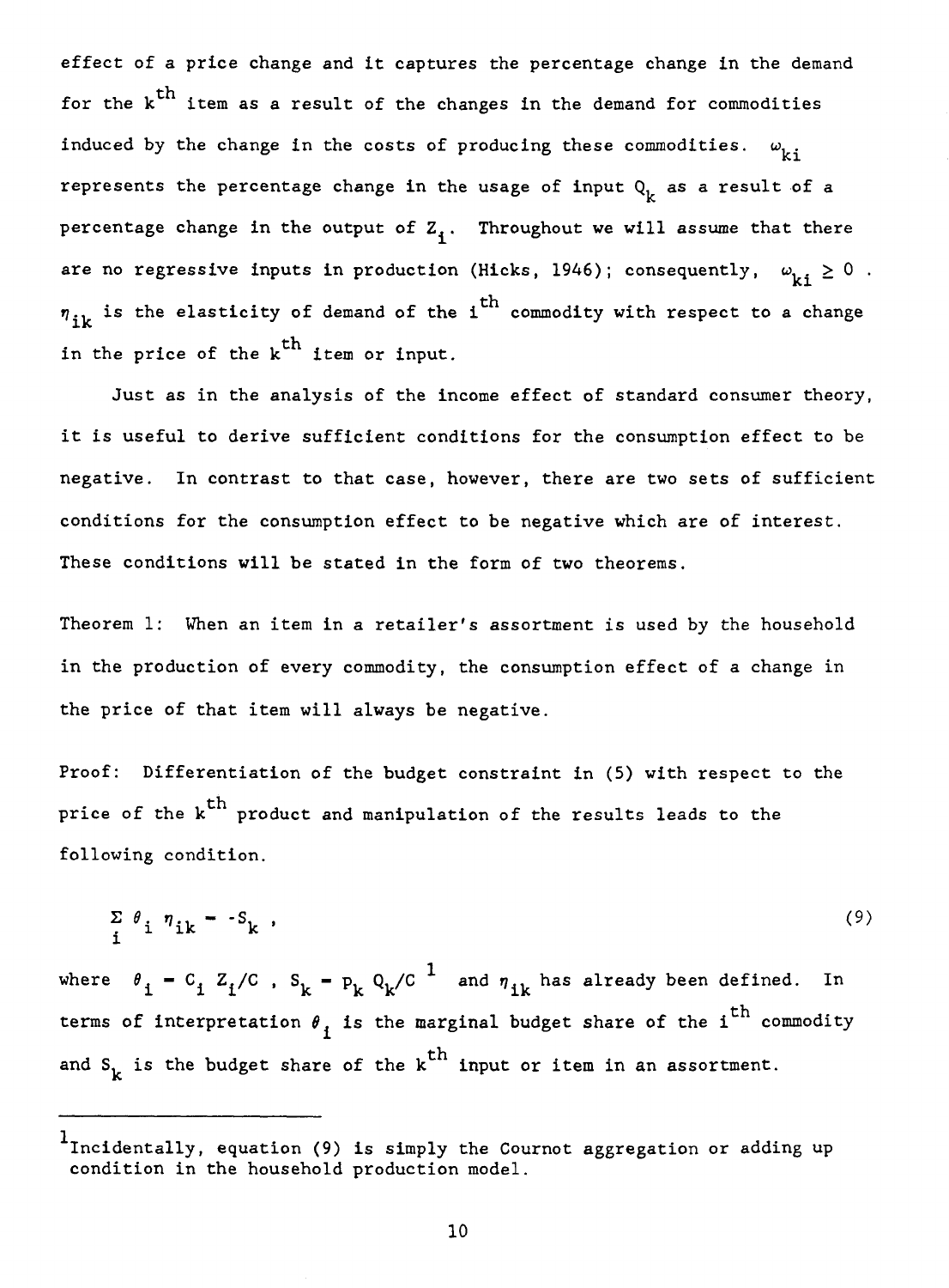effect of a price change and it captures the percentage change in the demand for the $k^{th}$ item as a result of the changes in the demand for commodities induced by the change in the costs of producing these commodities. $\omega_{ki}$ represents the percentage change in the usage of input $Q_k$ as a result of a percentage change in the output of $Z_i$. Throughout we will assume that there are no regressive inputs in production (Hicks, 1946); consequently, $\omega_{ki} \geq 0$. $\eta_{ik}$ is the elasticity of demand of the $i^{th}$ commodity with respect to a change in the price of the $k^{th}$ item or input.

Just as in the analysis of the income effect of standard consumer theory, it is useful to derive sufficient conditions for the consumption effect to be negative. In contrast to that case, however, there are two sets of sufficient conditions for the consumption effect to be negative which are of interest. These conditions will be stated in the form of two theorems.

Theorem 1: When an item in a retailer's assortment is used by the household in the production of every commodity, the consumption effect of a change in the price of that item will always be negative.

Proof: Differentiation of the budget constraint in (5) with respect to the price of the $k^{th}$ product and manipulation of the results leads to the following condition.

$$\sum_i \theta_i \eta_{ik} = -S_k , \tag{9}$$

where $\theta_i = C_i Z_i/C$, $S_k = p_k Q_k/C$ [1] and $\eta_{ik}$ has already been defined. In terms of interpretation $\theta_i$ is the marginal budget share of the $i^{th}$ commodity and $S_k$ is the budget share of the $k^{th}$ input or item in an assortment.

---

[1] Incidentally, equation (9) is simply the Cournot aggregation or adding up condition in the household production model.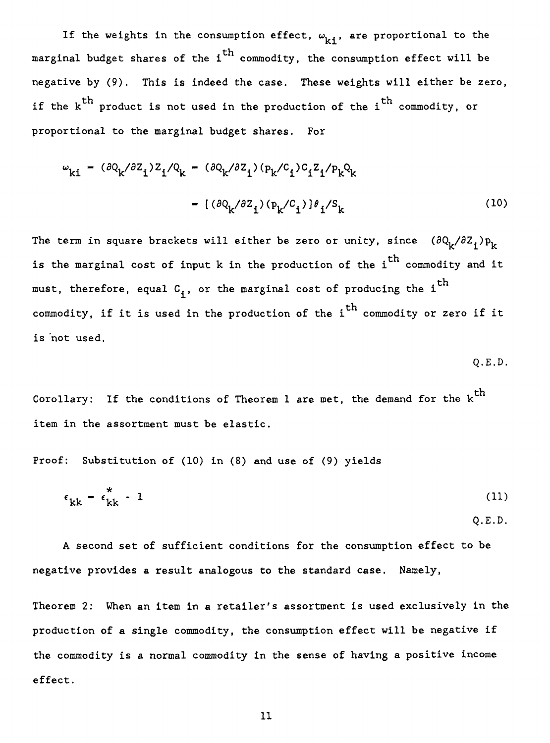If the weights in the consumption effect, $\omega_{ki}$, are proportional to the marginal budget shares of the $i^{th}$ commodity, the consumption effect will be negative by (9). This is indeed the case. These weights will either be zero, if the $k^{th}$ product is not used in the production of the $i^{th}$ commodity, or proportional to the marginal budget shares. For

$$\omega_{ki} = (\partial Q_k/\partial Z_i)Z_i/Q_k = (\partial Q_k/\partial Z_i)(p_k/C_i)C_iZ_i/p_kQ_k$$

$$= [(\partial Q_k/\partial Z_i)(p_k/C_i)]\theta_i/S_k \tag{10}$$

The term in square brackets will either be zero or unity, since $(\partial Q_k/\partial Z_i)p_k$ is the marginal cost of input k in the production of the $i^{th}$ commodity and it must, therefore, equal $C_i$, or the marginal cost of producing the $i^{th}$ commodity, if it is used in the production of the $i^{th}$ commodity or zero if it is not used.

Q.E.D.

Corollary: If the conditions of Theorem 1 are met, the demand for the $k^{th}$ item in the assortment must be elastic.

Proof: Substitution of (10) in (8) and use of (9) yields

$$\epsilon_{kk} = \epsilon_{kk}^{*} - 1 \tag{11}$$

Q.E.D.

A second set of sufficient conditions for the consumption effect to be negative provides a result analogous to the standard case. Namely,

Theorem 2: When an item in a retailer's assortment is used exclusively in the production of a single commodity, the consumption effect will be negative if the commodity is a normal commodity in the sense of having a positive income effect.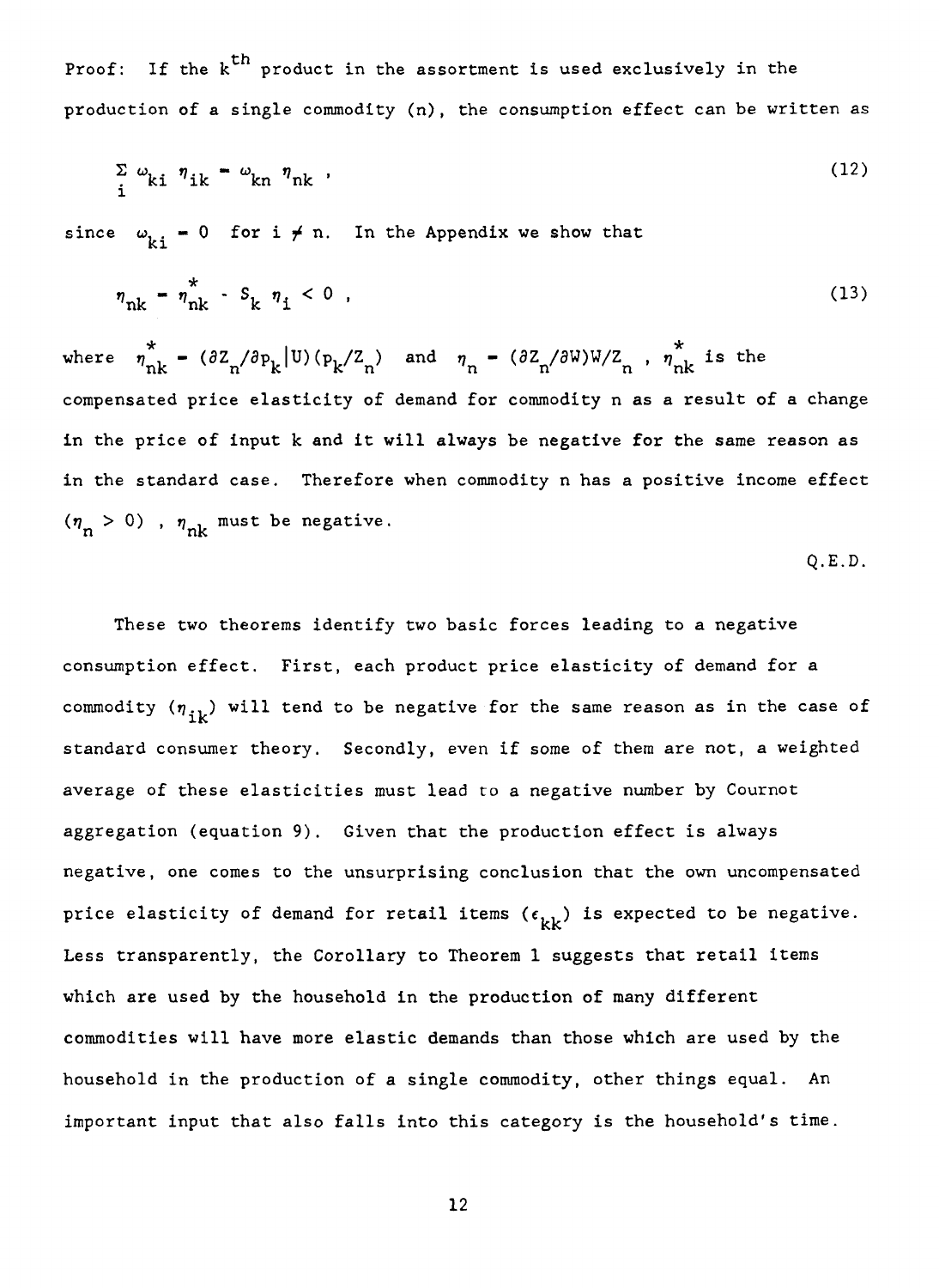Proof: If the $k^{th}$ product in the assortment is used exclusively in the production of a single commodity (n), the consumption effect can be written as

$$\sum_i \omega_{ki} \eta_{ik} = \omega_{kn} \eta_{nk} , \tag{12}$$

since $\omega_{ki} = 0$ for $i \neq n$. In the Appendix we show that

$$\eta_{nk} = \eta^*_{nk} - S_k \eta_i < 0 , \tag{13}$$

where $\eta^*_{nk} = (\partial Z_n/\partial p_k | U)(p_k/Z_n)$ and $\eta_n = (\partial Z_n/\partial W)W/Z_n$ , $\eta^*_{nk}$ is the compensated price elasticity of demand for commodity n as a result of a change in the price of input k and it will always be negative for the same reason as in the standard case. Therefore when commodity n has a positive income effect ($\eta_n > 0$) , $\eta_{nk}$ must be negative.

Q.E.D.

These two theorems identify two basic forces leading to a negative consumption effect. First, each product price elasticity of demand for a commodity ($\eta_{ik}$) will tend to be negative for the same reason as in the case of standard consumer theory. Secondly, even if some of them are not, a weighted average of these elasticities must lead to a negative number by Cournot aggregation (equation 9). Given that the production effect is always negative, one comes to the unsurprising conclusion that the own uncompensated price elasticity of demand for retail items ($\epsilon_{kk}$) is expected to be negative. Less transparently, the Corollary to Theorem 1 suggests that retail items which are used by the household in the production of many different commodities will have more elastic demands than those which are used by the household in the production of a single commodity, other things equal. An important input that also falls into this category is the household's time.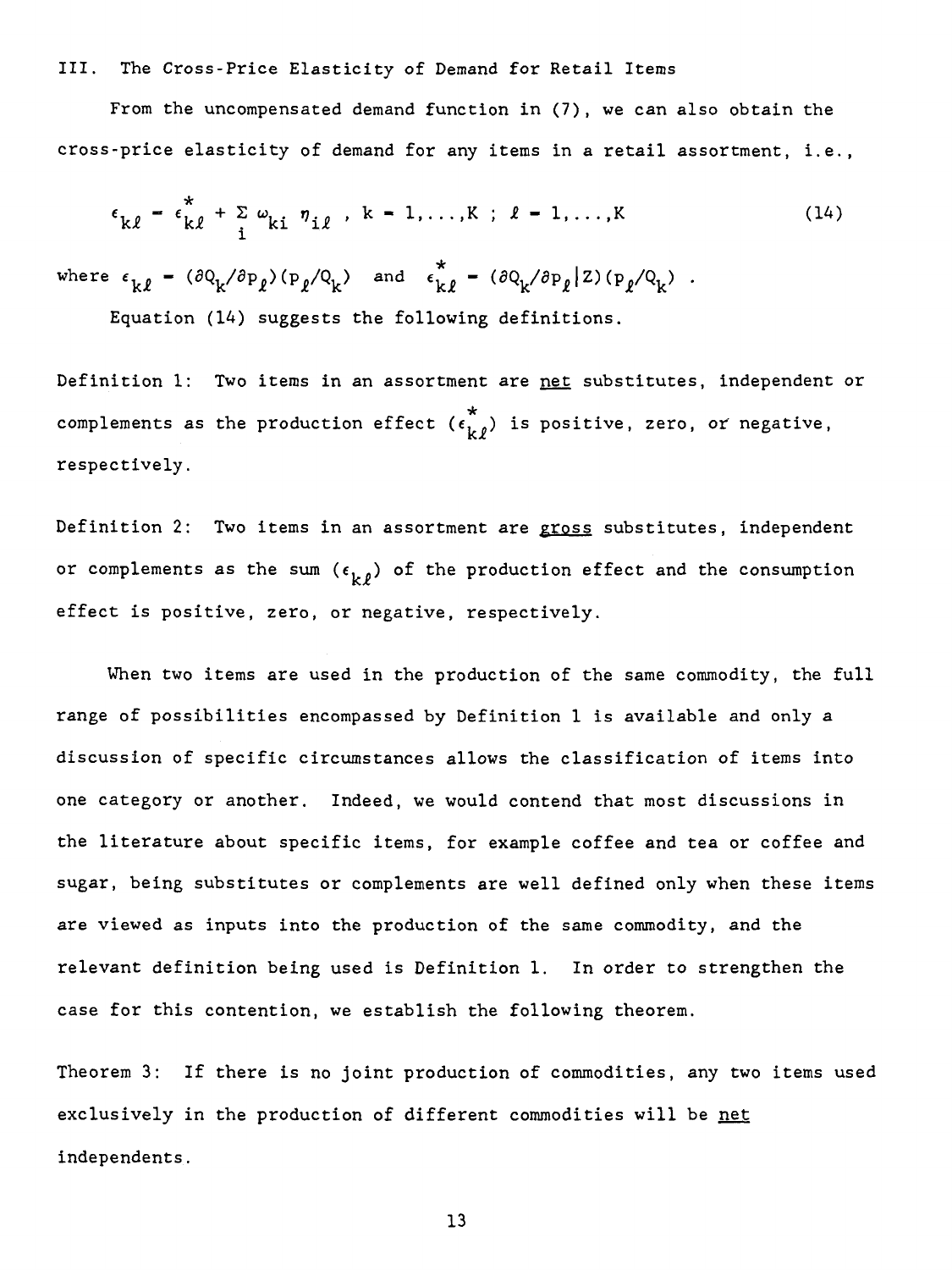## III. The Cross-Price Elasticity of Demand for Retail Items

From the uncompensated demand function in (7), we can also obtain the cross-price elasticity of demand for any items in a retail assortment, i.e.,

$$\epsilon_{k\ell} = \epsilon^*_{k\ell} + \sum_i \omega_{ki} \, \eta_{i\ell} \, , \; k = 1,\ldots,K \; ; \; \ell = 1,\ldots,K \tag{14}$$

where $\epsilon_{k\ell} = (\partial Q_k/\partial p_\ell)(p_\ell/Q_k)$ and $\epsilon^*_{k\ell} = (\partial Q_k/\partial p_\ell|Z)(p_\ell/Q_k)$ .

Equation (14) suggests the following definitions.

Definition 1: Two items in an assortment are _net_ substitutes, independent or complements as the production effect ($\epsilon^*_{k\ell}$) is positive, zero, or negative, respectively.

Definition 2: Two items in an assortment are _gross_ substitutes, independent or complements as the sum ($\epsilon_{k\ell}$) of the production effect and the consumption effect is positive, zero, or negative, respectively.

When two items are used in the production of the same commodity, the full range of possibilities encompassed by Definition 1 is available and only a discussion of specific circumstances allows the classification of items into one category or another. Indeed, we would contend that most discussions in the literature about specific items, for example coffee and tea or coffee and sugar, being substitutes or complements are well defined only when these items are viewed as inputs into the production of the same commodity, and the relevant definition being used is Definition 1. In order to strengthen the case for this contention, we establish the following theorem.

Theorem 3: If there is no joint production of commodities, any two items used exclusively in the production of different commodities will be _net_ independents.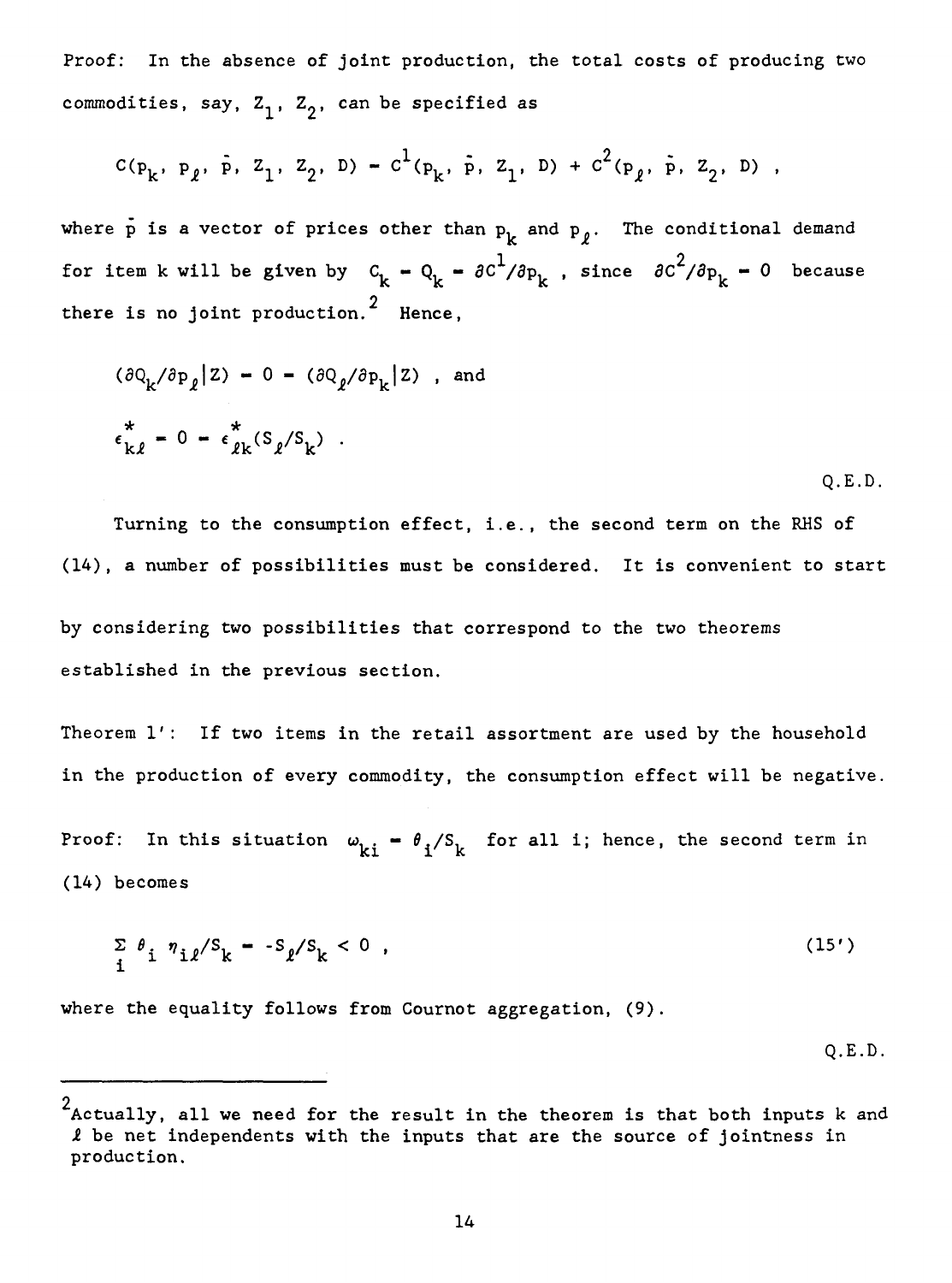Proof: In the absence of joint production, the total costs of producing two commodities, say, $Z_1$, $Z_2$, can be specified as

$$C(p_k, p_\ell, \bar{p}, Z_1, Z_2, D) = C^1(p_k, \bar{p}, Z_1, D) + C^2(p_\ell, \bar{p}, Z_2, D) ,$$

where $\bar{p}$ is a vector of prices other than $p_k$ and $p_\ell$. The conditional demand for item k will be given by $C_k = Q_k = \partial C^1/\partial p_k$ , since $\partial C^2/\partial p_k = 0$ because there is no joint production.[2] Hence,

$$(\partial Q_k/\partial p_\ell | Z) = 0 = (\partial Q_\ell/\partial p_k | Z) \text{ , and}$$

$$\epsilon^*_{k\ell} = 0 = \epsilon^*_{\ell k}(S_\ell/S_k) .$$

Q.E.D.

Turning to the consumption effect, i.e., the second term on the RHS of (14), a number of possibilities must be considered. It is convenient to start by considering two possibilities that correspond to the two theorems established in the previous section.

Theorem 1': If two items in the retail assortment are used by the household in the production of every commodity, the consumption effect will be negative.

Proof: In this situation $\omega_{ki} = \theta_i/S_k$ for all i; hence, the second term in (14) becomes

$$\sum_i \theta_i \, \eta_{i\ell}/S_k = -S_\ell/S_k < 0 , \tag{15'}$$

where the equality follows from Cournot aggregation, (9).

Q.E.D.

---

[2] Actually, all we need for the result in the theorem is that both inputs k and $\ell$ be net independents with the inputs that are the source of jointness in production.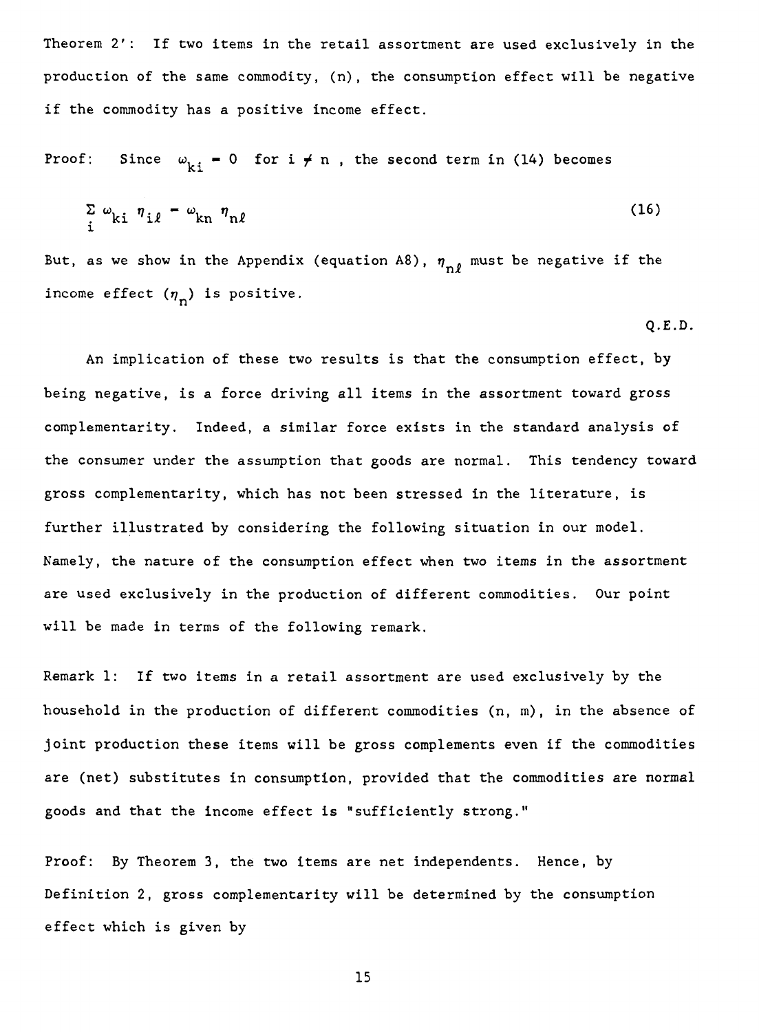Theorem 2': If two items in the retail assortment are used exclusively in the production of the same commodity, (n), the consumption effect will be negative if the commodity has a positive income effect.

Proof: Since $\omega_{ki} = 0$ for $i \neq n$, the second term in (14) becomes

$$\sum_i \omega_{ki} \eta_{i\ell} = \omega_{kn} \eta_{n\ell} \tag{16}$$

But, as we show in the Appendix (equation A8), $\eta_{n\ell}$ must be negative if the income effect ($\eta_n$) is positive.

Q.E.D.

An implication of these two results is that the consumption effect, by being negative, is a force driving all items in the assortment toward gross complementarity. Indeed, a similar force exists in the standard analysis of the consumer under the assumption that goods are normal. This tendency toward gross complementarity, which has not been stressed in the literature, is further illustrated by considering the following situation in our model. Namely, the nature of the consumption effect when two items in the assortment are used exclusively in the production of different commodities. Our point will be made in terms of the following remark.

Remark 1: If two items in a retail assortment are used exclusively by the household in the production of different commodities (n, m), in the absence of joint production these items will be gross complements even if the commodities are (net) substitutes in consumption, provided that the commodities are normal goods and that the income effect is "sufficiently strong."

Proof: By Theorem 3, the two items are net independents. Hence, by Definition 2, gross complementarity will be determined by the consumption effect which is given by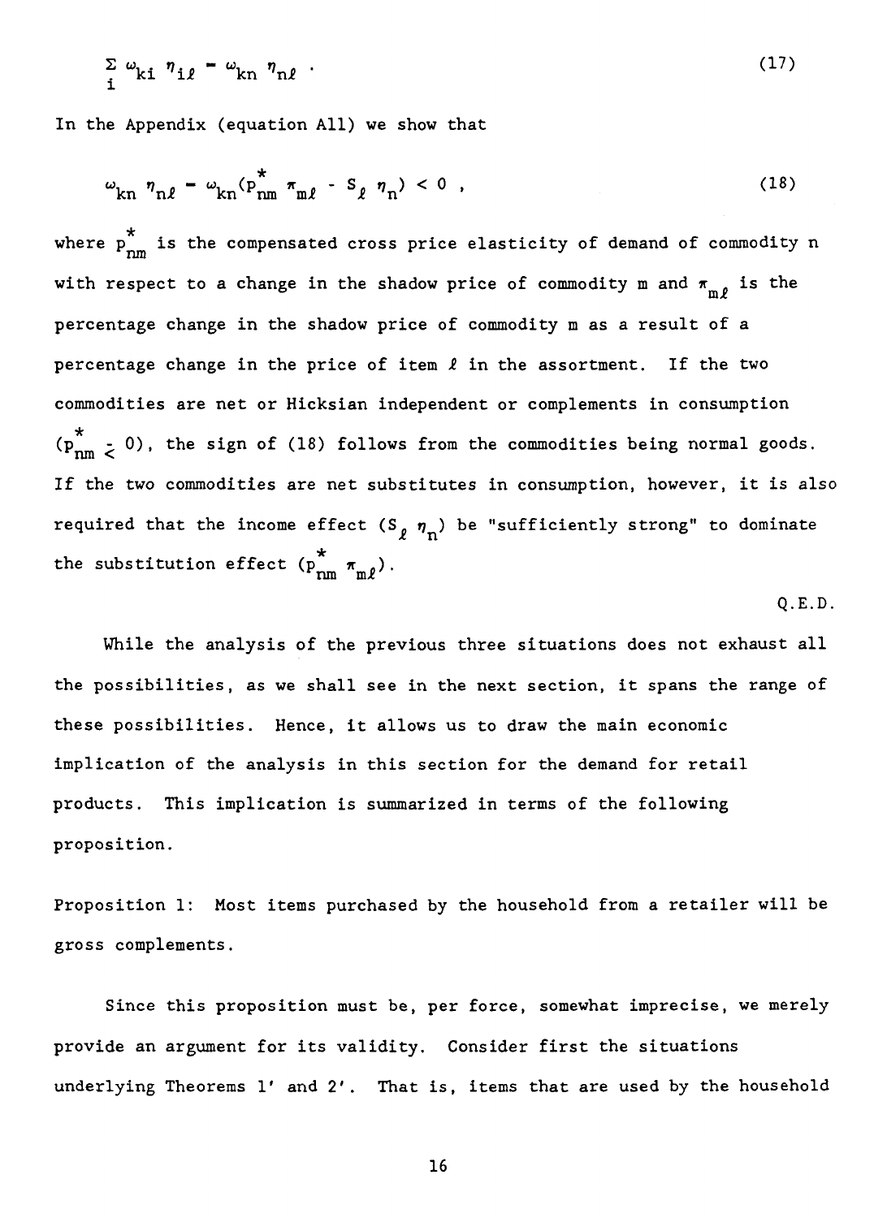$$\sum_i \omega_{ki} \eta_{i\ell} = \omega_{kn} \eta_{n\ell} \ . \tag{17}$$

In the Appendix (equation A11) we show that

$$\omega_{kn} \eta_{n\ell} = \omega_{kn}(p^*_{nm} \pi_{m\ell} - S_\ell \eta_n) < 0 \ , \tag{18}$$

where $p^*_{nm}$ is the compensated cross price elasticity of demand of commodity n with respect to a change in the shadow price of commodity m and $\pi_{m\ell}$ is the percentage change in the shadow price of commodity m as a result of a percentage change in the price of item $\ell$ in the assortment. If the two commodities are net or Hicksian independent or complements in consumption ($p^*_{nm} \leq 0$), the sign of (18) follows from the commodities being normal goods. If the two commodities are net substitutes in consumption, however, it is also required that the income effect ($S_\ell \eta_n$) be "sufficiently strong" to dominate the substitution effect ($p^*_{nm} \pi_{m\ell}$).

Q.E.D.

While the analysis of the previous three situations does not exhaust all the possibilities, as we shall see in the next section, it spans the range of these possibilities. Hence, it allows us to draw the main economic implication of the analysis in this section for the demand for retail products. This implication is summarized in terms of the following proposition.

Proposition 1: Most items purchased by the household from a retailer will be gross complements.

Since this proposition must be, per force, somewhat imprecise, we merely provide an argument for its validity. Consider first the situations underlying Theorems 1' and 2'. That is, items that are used by the household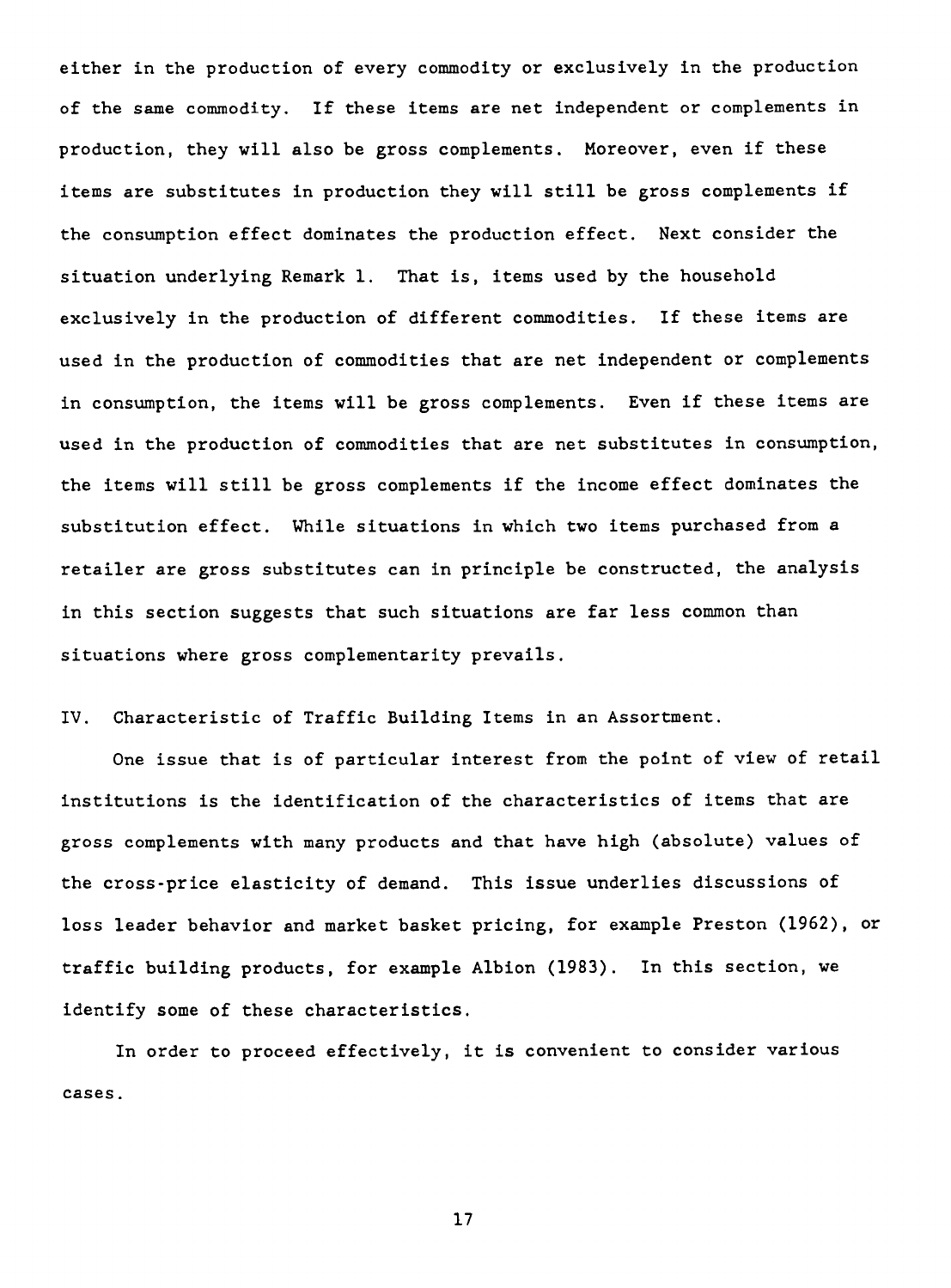either in the production of every commodity or exclusively in the production of the same commodity. If these items are net independent or complements in production, they will also be gross complements. Moreover, even if these items are substitutes in production they will still be gross complements if the consumption effect dominates the production effect. Next consider the situation underlying Remark 1. That is, items used by the household exclusively in the production of different commodities. If these items are used in the production of commodities that are net independent or complements in consumption, the items will be gross complements. Even if these items are used in the production of commodities that are net substitutes in consumption, the items will still be gross complements if the income effect dominates the substitution effect. While situations in which two items purchased from a retailer are gross substitutes can in principle be constructed, the analysis in this section suggests that such situations are far less common than situations where gross complementarity prevails.

## IV. Characteristic of Traffic Building Items in an Assortment.

One issue that is of particular interest from the point of view of retail institutions is the identification of the characteristics of items that are gross complements with many products and that have high (absolute) values of the cross-price elasticity of demand. This issue underlies discussions of loss leader behavior and market basket pricing, for example Preston (1962), or traffic building products, for example Albion (1983). In this section, we identify some of these characteristics.

In order to proceed effectively, it is convenient to consider various cases.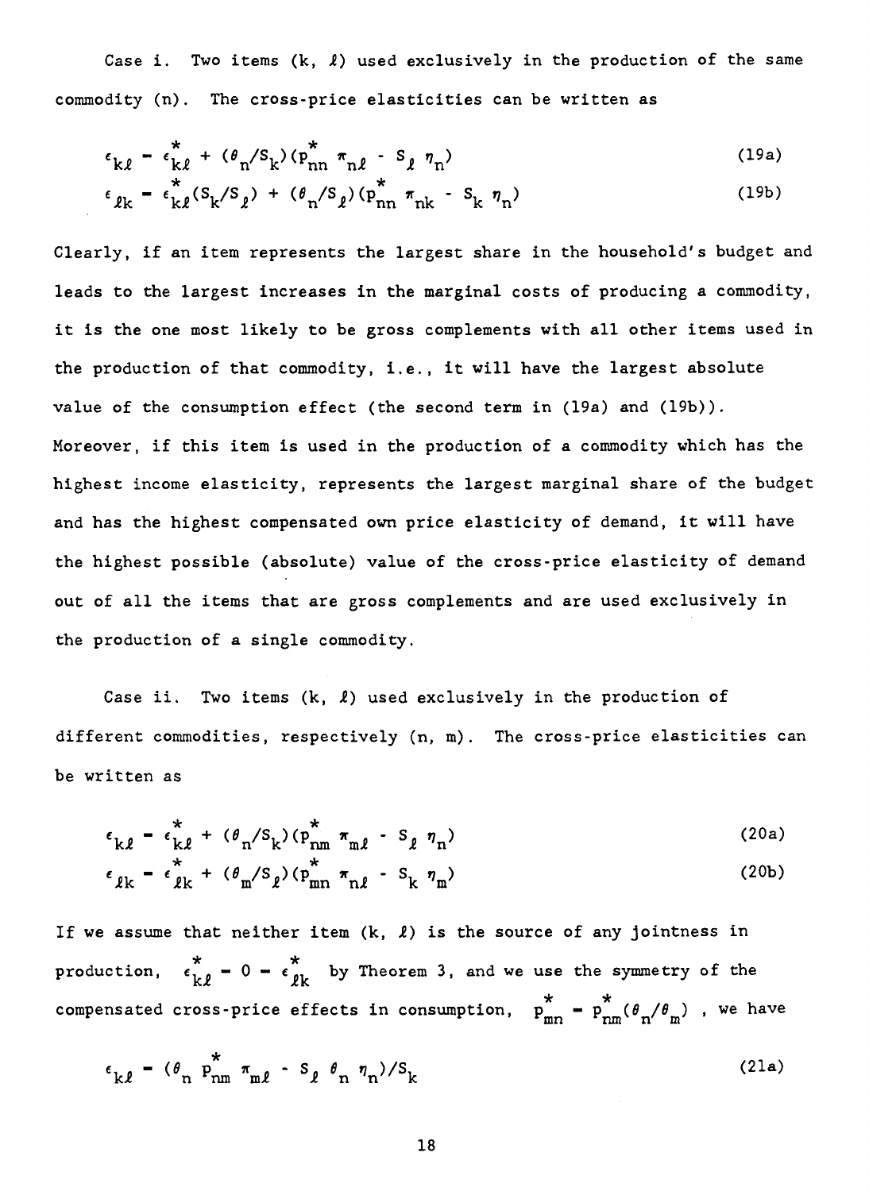Case i. Two items $(k, \ell)$ used exclusively in the production of the same commodity $(n)$. The cross-price elasticities can be written as

$$\epsilon_{k\ell} = \epsilon^{*}_{k\ell} + (\theta_n/S_k)(p^{*}_{nn}\,\pi_{n\ell} - S_\ell\,\eta_n) \tag{19a}$$

$$\epsilon_{\ell k} = \epsilon^{*}_{k\ell}(S_k/S_\ell) + (\theta_n/S_\ell)(p^{*}_{nn}\,\pi_{nk} - S_k\,\eta_n) \tag{19b}$$

Clearly, if an item represents the largest share in the household's budget and leads to the largest increases in the marginal costs of producing a commodity, it is the one most likely to be gross complements with all other items used in the production of that commodity, i.e., it will have the largest absolute value of the consumption effect (the second term in (19a) and (19b)). Moreover, if this item is used in the production of a commodity which has the highest income elasticity, represents the largest marginal share of the budget and has the highest compensated own price elasticity of demand, it will have the highest possible (absolute) value of the cross-price elasticity of demand out of all the items that are gross complements and are used exclusively in the production of a single commodity.

Case ii. Two items $(k, \ell)$ used exclusively in the production of different commodities, respectively $(n, m)$. The cross-price elasticities can be written as

$$\epsilon_{k\ell} = \epsilon^{*}_{k\ell} + (\theta_n/S_k)(p^{*}_{nm}\,\pi_{m\ell} - S_\ell\,\eta_n) \tag{20a}$$

$$\epsilon_{\ell k} = \epsilon^{*}_{\ell k} + (\theta_m/S_\ell)(p^{*}_{mn}\,\pi_{n\ell} - S_k\,\eta_m) \tag{20b}$$

If we assume that neither item $(k, \ell)$ is the source of any jointness in production, $\epsilon^{*}_{k\ell} = 0 = \epsilon^{*}_{\ell k}$ by Theorem 3, and we use the symmetry of the compensated cross-price effects in consumption, $p^{*}_{mn} = p^{*}_{nm}(\theta_n/\theta_m)$, we have

$$\epsilon_{k\ell} = (\theta_n\,p^{*}_{nm}\,\pi_{m\ell} - S_\ell\,\theta_n\,\eta_n)/S_k \tag{21a}$$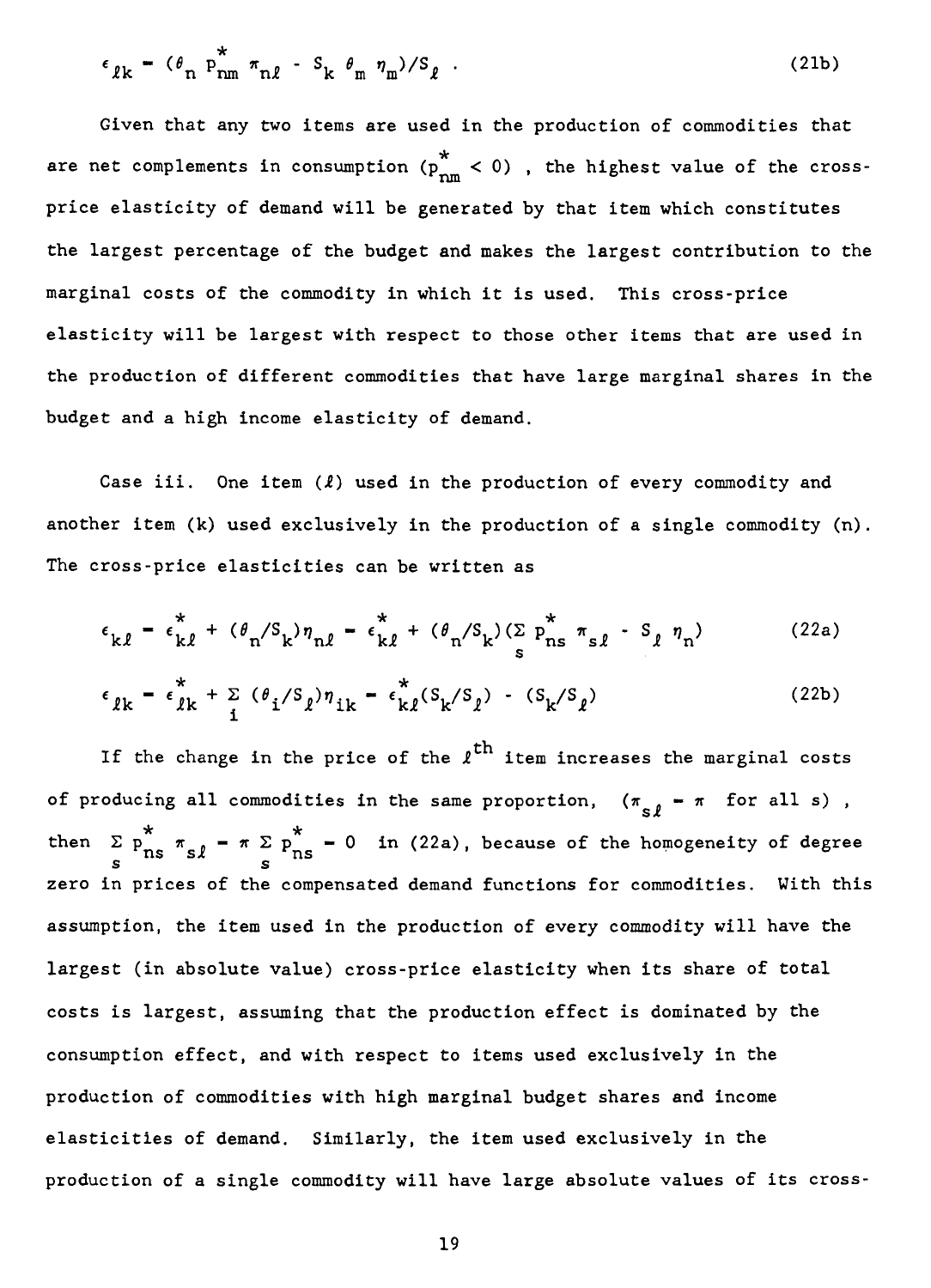$$\epsilon_{\ell k} = (\theta_n \, p^*_{nm} \, \pi_{n\ell} - S_k \, \theta_m \, \eta_m)/S_\ell \, . \tag{21b}$$

Given that any two items are used in the production of commodities that are net complements in consumption ($p^*_{nm} < 0$) , the highest value of the cross-price elasticity of demand will be generated by that item which constitutes the largest percentage of the budget and makes the largest contribution to the marginal costs of the commodity in which it is used. This cross-price elasticity will be largest with respect to those other items that are used in the production of different commodities that have large marginal shares in the budget and a high income elasticity of demand.

Case iii. One item ($\ell$) used in the production of every commodity and another item (k) used exclusively in the production of a single commodity (n). The cross-price elasticities can be written as

$$\epsilon_{k\ell} = \epsilon^*_{k\ell} + (\theta_n/S_k)\eta_{n\ell} = \epsilon^*_{k\ell} + (\theta_n/S_k)(\sum_s p^*_{ns} \, \pi_{s\ell} - S_\ell \, \eta_n) \tag{22a}$$

$$\epsilon_{\ell k} = \epsilon^*_{\ell k} + \sum_i (\theta_i/S_\ell)\eta_{ik} = \epsilon^*_{k\ell}(S_k/S_\ell) - (S_k/S_\ell) \tag{22b}$$

If the change in the price of the $\ell^{\text{th}}$ item increases the marginal costs of producing all commodities in the same proportion, ($\pi_{s\ell} = \pi$ for all s) , then $\sum_s p^*_{ns} \, \pi_{s\ell} = \pi \sum_s p^*_{ns} = 0$ in (22a), because of the homogeneity of degree zero in prices of the compensated demand functions for commodities. With this assumption, the item used in the production of every commodity will have the largest (in absolute value) cross-price elasticity when its share of total costs is largest, assuming that the production effect is dominated by the consumption effect, and with respect to items used exclusively in the production of commodities with high marginal budget shares and income elasticities of demand. Similarly, the item used exclusively in the production of a single commodity will have large absolute values of its cross-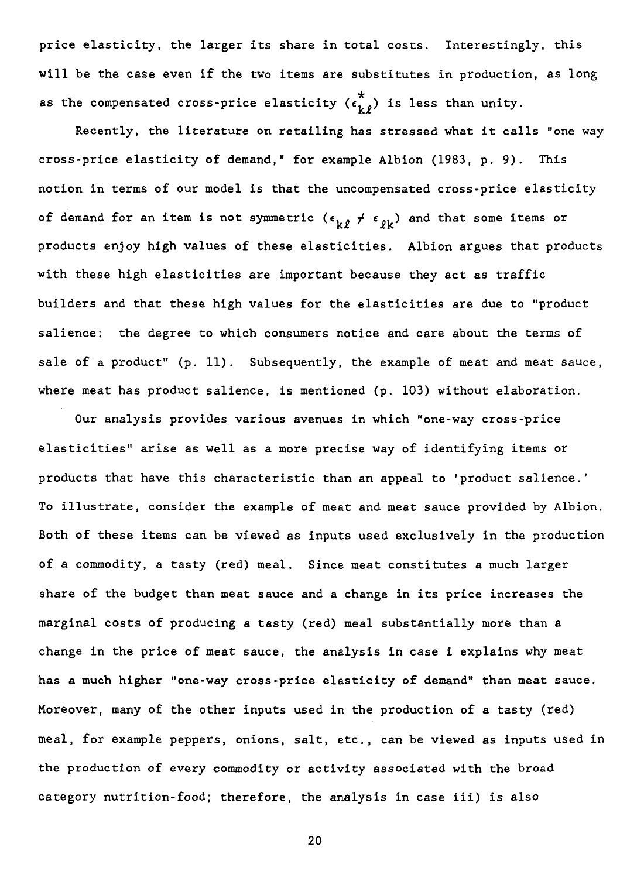price elasticity, the larger its share in total costs. Interestingly, this will be the case even if the two items are substitutes in production, as long as the compensated cross-price elasticity ($\epsilon^*_{k\ell}$) is less than unity.

Recently, the literature on retailing has stressed what it calls "one way cross-price elasticity of demand," for example Albion (1983, p. 9). This notion in terms of our model is that the uncompensated cross-price elasticity of demand for an item is not symmetric ($\epsilon_{k\ell} \neq \epsilon_{\ell k}$) and that some items or products enjoy high values of these elasticities. Albion argues that products with these high elasticities are important because they act as traffic builders and that these high values for the elasticities are due to "product salience: the degree to which consumers notice and care about the terms of sale of a product" (p. 11). Subsequently, the example of meat and meat sauce, where meat has product salience, is mentioned (p. 103) without elaboration.

Our analysis provides various avenues in which "one-way cross-price elasticities" arise as well as a more precise way of identifying items or products that have this characteristic than an appeal to 'product salience.' To illustrate, consider the example of meat and meat sauce provided by Albion. Both of these items can be viewed as inputs used exclusively in the production of a commodity, a tasty (red) meal. Since meat constitutes a much larger share of the budget than meat sauce and a change in its price increases the marginal costs of producing a tasty (red) meal substantially more than a change in the price of meat sauce, the analysis in case i explains why meat has a much higher "one-way cross-price elasticity of demand" than meat sauce. Moreover, many of the other inputs used in the production of a tasty (red) meal, for example peppers, onions, salt, etc., can be viewed as inputs used in the production of every commodity or activity associated with the broad category nutrition-food; therefore, the analysis in case iii) is also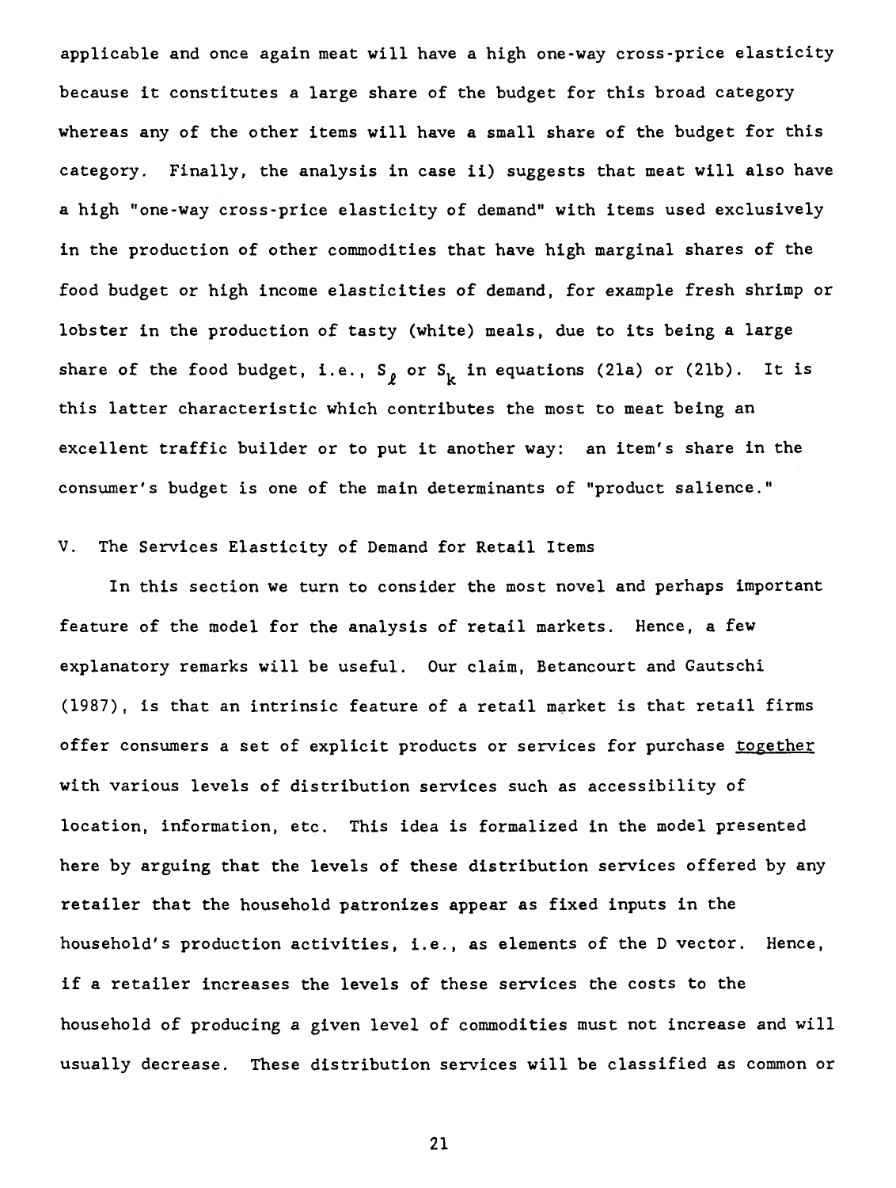applicable and once again meat will have a high one-way cross-price elasticity because it constitutes a large share of the budget for this broad category whereas any of the other items will have a small share of the budget for this category. Finally, the analysis in case ii) suggests that meat will also have a high "one-way cross-price elasticity of demand" with items used exclusively in the production of other commodities that have high marginal shares of the food budget or high income elasticities of demand, for example fresh shrimp or lobster in the production of tasty (white) meals, due to its being a large share of the food budget, i.e., $S_\ell$ or $S_k$ in equations (21a) or (21b). It is this latter characteristic which contributes the most to meat being an excellent traffic builder or to put it another way: an item's share in the consumer's budget is one of the main determinants of "product salience."

## V. The Services Elasticity of Demand for Retail Items

In this section we turn to consider the most novel and perhaps important feature of the model for the analysis of retail markets. Hence, a few explanatory remarks will be useful. Our claim, Betancourt and Gautschi (1987), is that an intrinsic feature of a retail market is that retail firms offer consumers a set of explicit products or services for purchase <u>together</u> with various levels of distribution services such as accessibility of location, information, etc. This idea is formalized in the model presented here by arguing that the levels of these distribution services offered by any retailer that the household patronizes appear as fixed inputs in the household's production activities, i.e., as elements of the D vector. Hence, if a retailer increases the levels of these services the costs to the household of producing a given level of commodities must not increase and will usually decrease. These distribution services will be classified as common or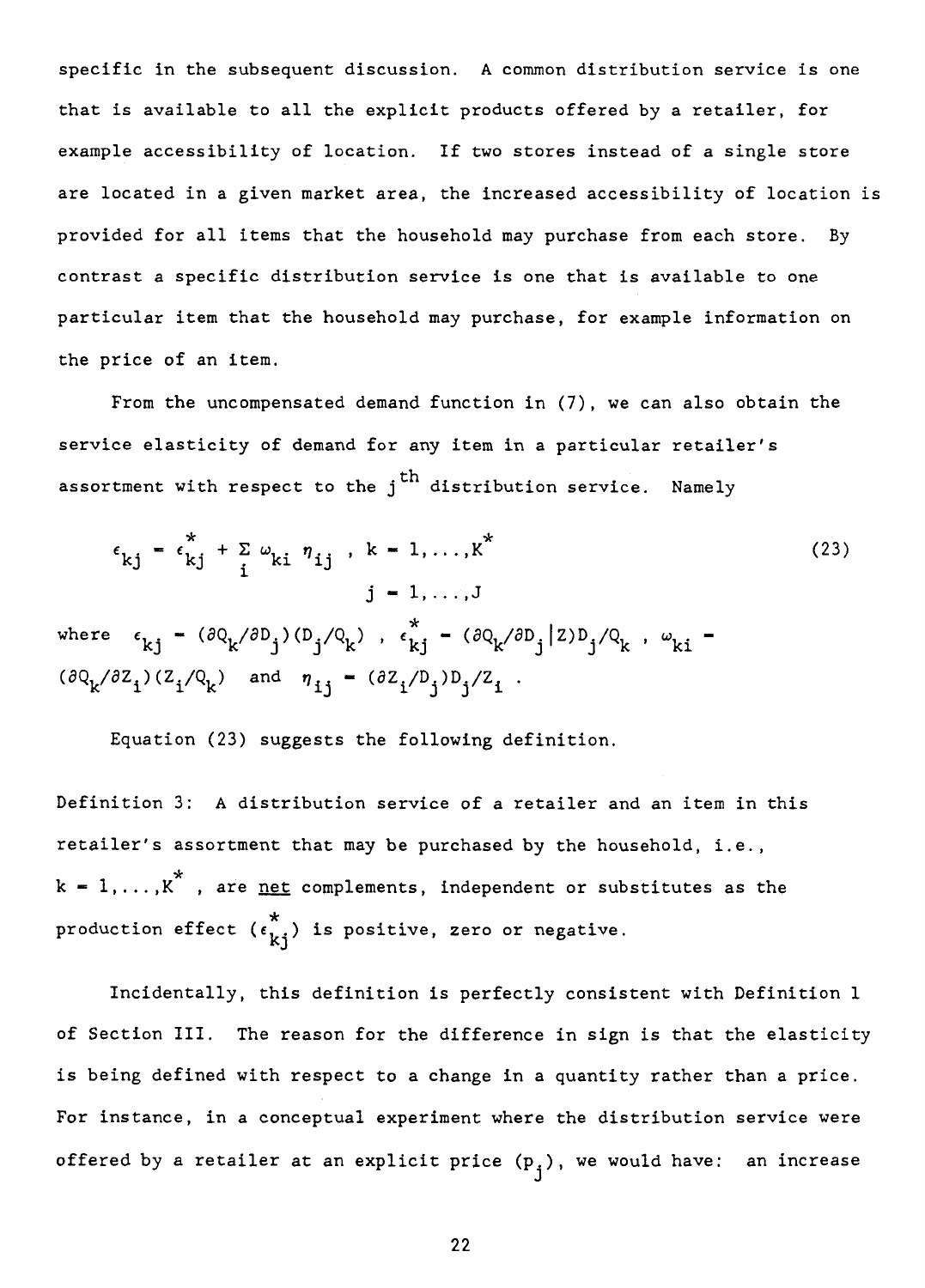specific in the subsequent discussion. A common distribution service is one that is available to all the explicit products offered by a retailer, for example accessibility of location. If two stores instead of a single store are located in a given market area, the increased accessibility of location is provided for all items that the household may purchase from each store. By contrast a specific distribution service is one that is available to one particular item that the household may purchase, for example information on the price of an item.

From the uncompensated demand function in (7), we can also obtain the service elasticity of demand for any item in a particular retailer's assortment with respect to the $j^{th}$ distribution service. Namely

$$\epsilon_{kj} = \epsilon^*_{kj} + \sum_i \omega_{ki}\, \eta_{ij} \ , \quad k = 1,\ldots,K^* \qquad (23)$$
$$j = 1,\ldots,J$$

where $\epsilon_{kj} = (\partial Q_k/\partial D_j)(D_j/Q_k)$ , $\epsilon^*_{kj} = (\partial Q_k/\partial D_j | Z) D_j/Q_k$ , $\omega_{ki} = (\partial Q_k/\partial Z_i)(Z_i/Q_k)$ and $\eta_{ij} = (\partial Z_i/D_j) D_j/Z_i$ .

Equation (23) suggests the following definition.

Definition 3: A distribution service of a retailer and an item in this retailer's assortment that may be purchased by the household, i.e., $k = 1,\ldots,K^*$ , are <u>net</u> complements, independent or substitutes as the production effect ($\epsilon^*_{kj}$) is positive, zero or negative.

Incidentally, this definition is perfectly consistent with Definition 1 of Section III. The reason for the difference in sign is that the elasticity is being defined with respect to a change in a quantity rather than a price. For instance, in a conceptual experiment where the distribution service were offered by a retailer at an explicit price ($p_j$), we would have: an increase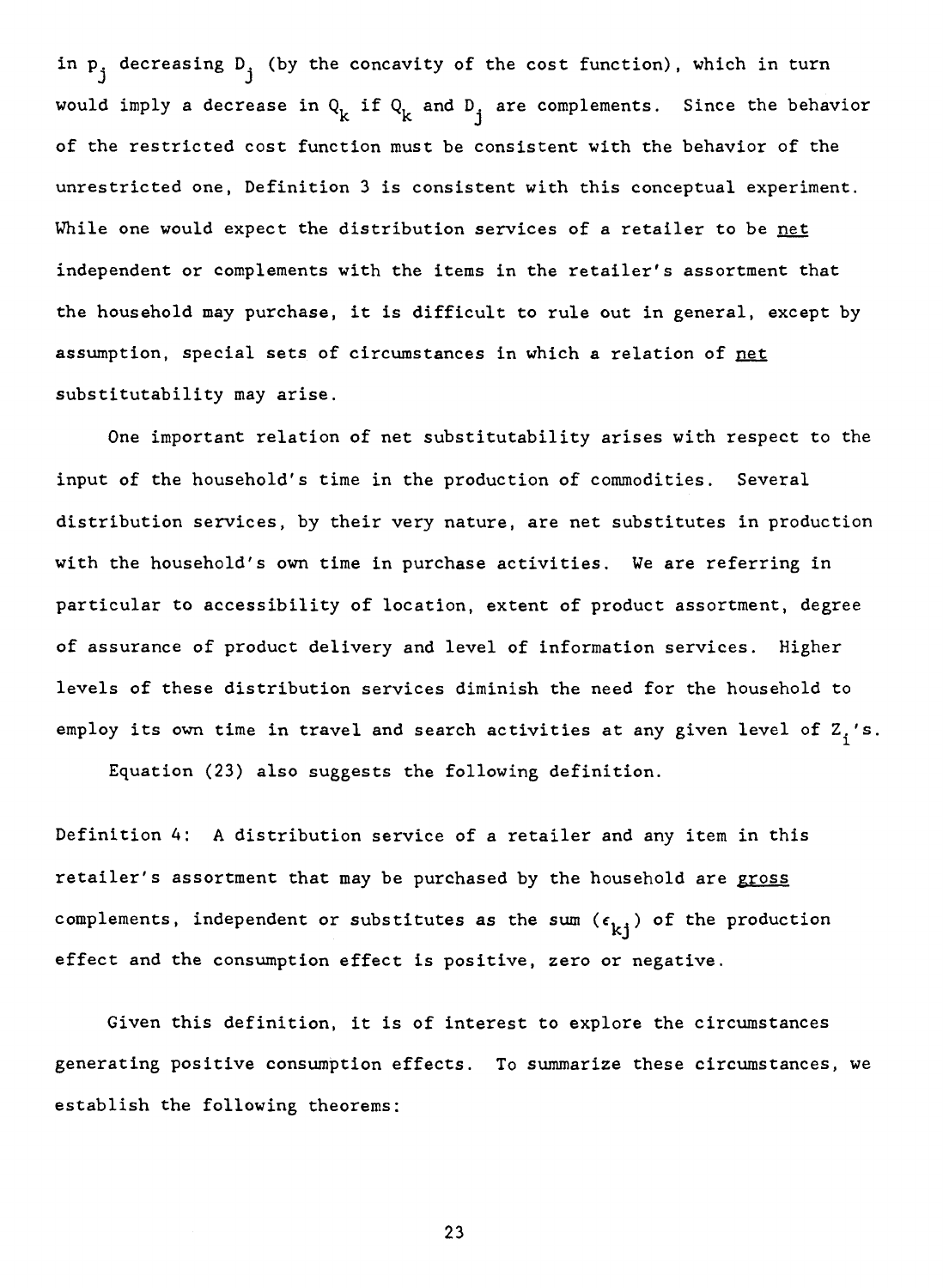in $p_j$ decreasing $D_j$ (by the concavity of the cost function), which in turn would imply a decrease in $Q_k$ if $Q_k$ and $D_j$ are complements. Since the behavior of the restricted cost function must be consistent with the behavior of the unrestricted one, Definition 3 is consistent with this conceptual experiment. While one would expect the distribution services of a retailer to be <u>net</u> independent or complements with the items in the retailer's assortment that the household may purchase, it is difficult to rule out in general, except by assumption, special sets of circumstances in which a relation of <u>net</u> substitutability may arise.

One important relation of net substitutability arises with respect to the input of the household's time in the production of commodities. Several distribution services, by their very nature, are net substitutes in production with the household's own time in purchase activities. We are referring in particular to accessibility of location, extent of product assortment, degree of assurance of product delivery and level of information services. Higher levels of these distribution services diminish the need for the household to employ its own time in travel and search activities at any given level of $Z_i$'s.

Equation (23) also suggests the following definition.

Definition 4: A distribution service of a retailer and any item in this retailer's assortment that may be purchased by the household are <u>gross</u> complements, independent or substitutes as the sum ($\epsilon_{kj}$) of the production effect and the consumption effect is positive, zero or negative.

Given this definition, it is of interest to explore the circumstances generating positive consumption effects. To summarize these circumstances, we establish the following theorems: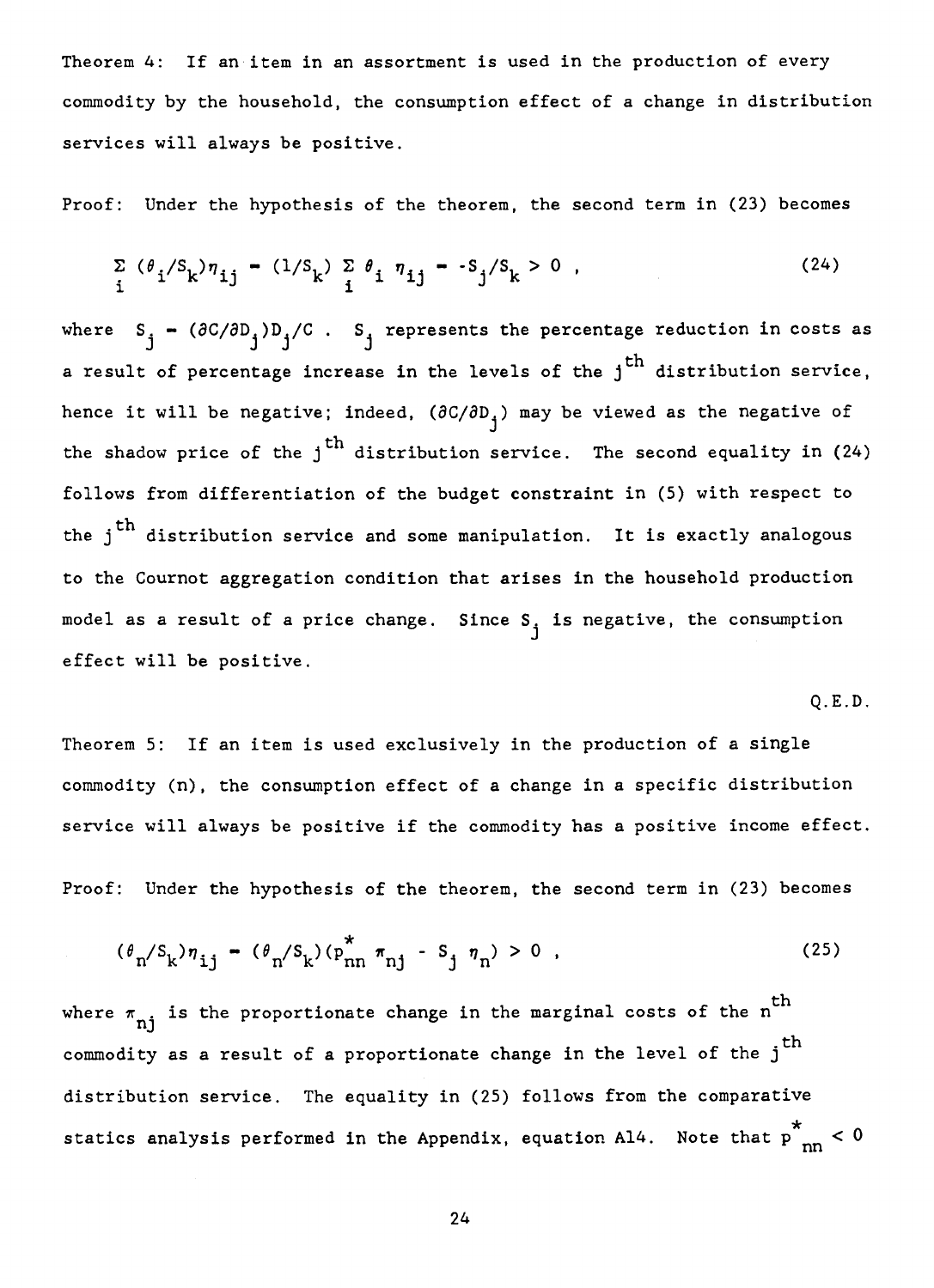Theorem 4: If an item in an assortment is used in the production of every commodity by the household, the consumption effect of a change in distribution services will always be positive.

Proof: Under the hypothesis of the theorem, the second term in (23) becomes

$$\sum_i (\theta_i/S_k)\eta_{ij} = (1/S_k) \sum_i \theta_i \eta_{ij} = -S_j/S_k > 0 , \tag{24}$$

where $S_j = (\partial C/\partial D_j)D_j/C$ . $S_j$ represents the percentage reduction in costs as a result of percentage increase in the levels of the $j^{th}$ distribution service, hence it will be negative; indeed, $(\partial C/\partial D_j)$ may be viewed as the negative of the shadow price of the $j^{th}$ distribution service. The second equality in (24) follows from differentiation of the budget constraint in (5) with respect to the $j^{th}$ distribution service and some manipulation. It is exactly analogous to the Cournot aggregation condition that arises in the household production model as a result of a price change. Since $S_j$ is negative, the consumption effect will be positive.

Q.E.D.

Theorem 5: If an item is used exclusively in the production of a single commodity (n), the consumption effect of a change in a specific distribution service will always be positive if the commodity has a positive income effect.

Proof: Under the hypothesis of the theorem, the second term in (23) becomes

$$(\theta_n/S_k)\eta_{ij} = (\theta_n/S_k)(p^*_{nn} \pi_{nj} - S_j \eta_n) > 0 , \tag{25}$$

where $\pi_{nj}$ is the proportionate change in the marginal costs of the $n^{th}$ commodity as a result of a proportionate change in the level of the $j^{th}$ distribution service. The equality in (25) follows from the comparative statics analysis performed in the Appendix, equation A14. Note that $p^*_{nn} < 0$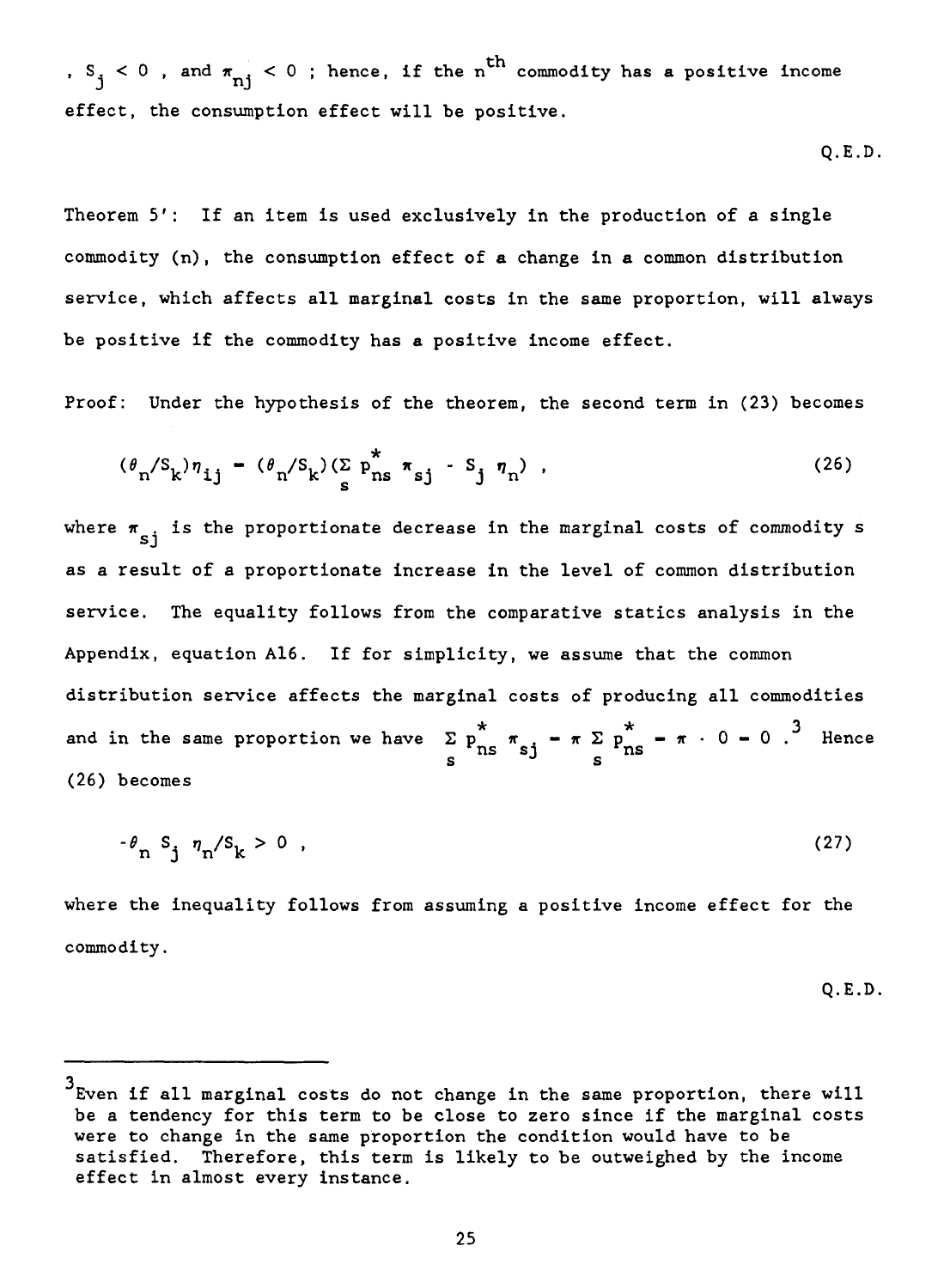, $S_j < 0$ , and $\pi_{nj} < 0$ ; hence, if the $n^{th}$ commodity has a positive income effect, the consumption effect will be positive.

Q.E.D.

Theorem 5': If an item is used exclusively in the production of a single commodity (n), the consumption effect of a change in a common distribution service, which affects all marginal costs in the same proportion, will always be positive if the commodity has a positive income effect.

Proof: Under the hypothesis of the theorem, the second term in (23) becomes

$$(\theta_n/S_k)\eta_{ij} = (\theta_n/S_k)(\sum_s p^*_{ns}\,\pi_{sj} - S_j\,\eta_n) \ , \tag{26}$$

where $\pi_{sj}$ is the proportionate decrease in the marginal costs of commodity s as a result of a proportionate increase in the level of common distribution service. The equality follows from the comparative statics analysis in the Appendix, equation A16. If for simplicity, we assume that the common distribution service affects the marginal costs of producing all commodities and in the same proportion we have $\sum_s p^*_{ns}\,\pi_{sj} = \pi \sum_s p^*_{ns} = \pi \cdot 0 = 0$ .[3] Hence (26) becomes

$$-\theta_n\,S_j\,\eta_n/S_k > 0 \ , \tag{27}$$

where the inequality follows from assuming a positive income effect for the commodity.

Q.E.D.

---

[3] Even if all marginal costs do not change in the same proportion, there will be a tendency for this term to be close to zero since if the marginal costs were to change in the same proportion the condition would have to be satisfied. Therefore, this term is likely to be outweighed by the income effect in almost every instance.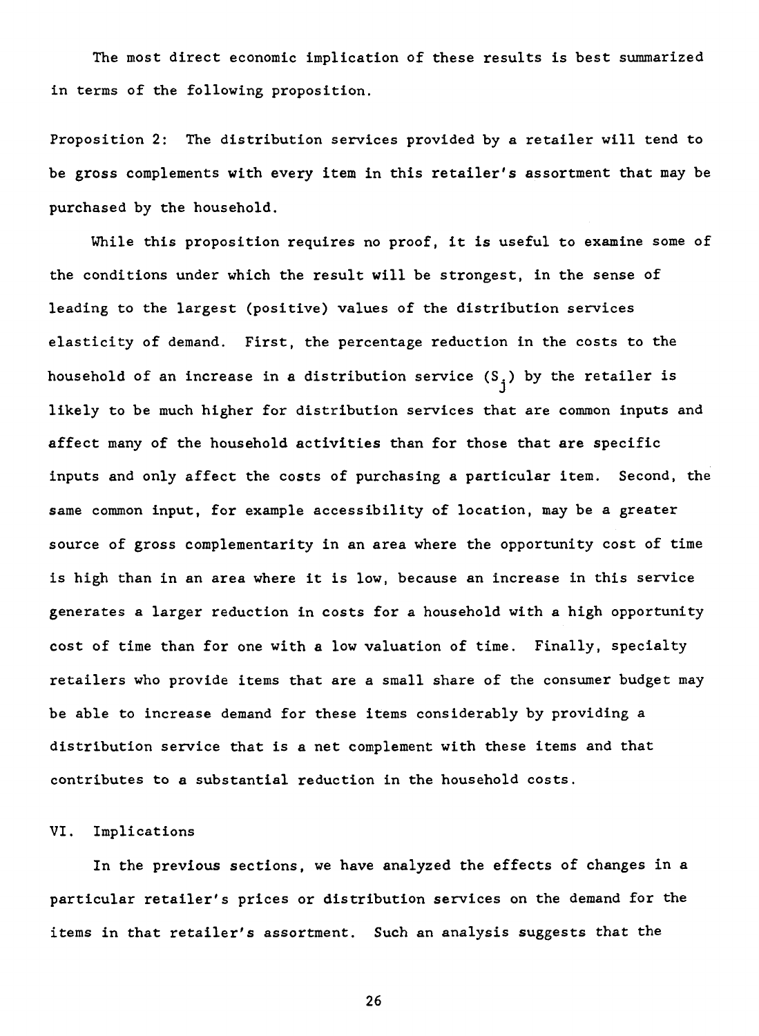The most direct economic implication of these results is best summarized in terms of the following proposition.

Proposition 2: The distribution services provided by a retailer will tend to be gross complements with every item in this retailer's assortment that may be purchased by the household.

While this proposition requires no proof, it is useful to examine some of the conditions under which the result will be strongest, in the sense of leading to the largest (positive) values of the distribution services elasticity of demand. First, the percentage reduction in the costs to the household of an increase in a distribution service ($S_j$) by the retailer is likely to be much higher for distribution services that are common inputs and affect many of the household activities than for those that are specific inputs and only affect the costs of purchasing a particular item. Second, the same common input, for example accessibility of location, may be a greater source of gross complementarity in an area where the opportunity cost of time is high than in an area where it is low, because an increase in this service generates a larger reduction in costs for a household with a high opportunity cost of time than for one with a low valuation of time. Finally, specialty retailers who provide items that are a small share of the consumer budget may be able to increase demand for these items considerably by providing a distribution service that is a net complement with these items and that contributes to a substantial reduction in the household costs.

## VI. Implications

In the previous sections, we have analyzed the effects of changes in a particular retailer's prices or distribution services on the demand for the items in that retailer's assortment. Such an analysis suggests that the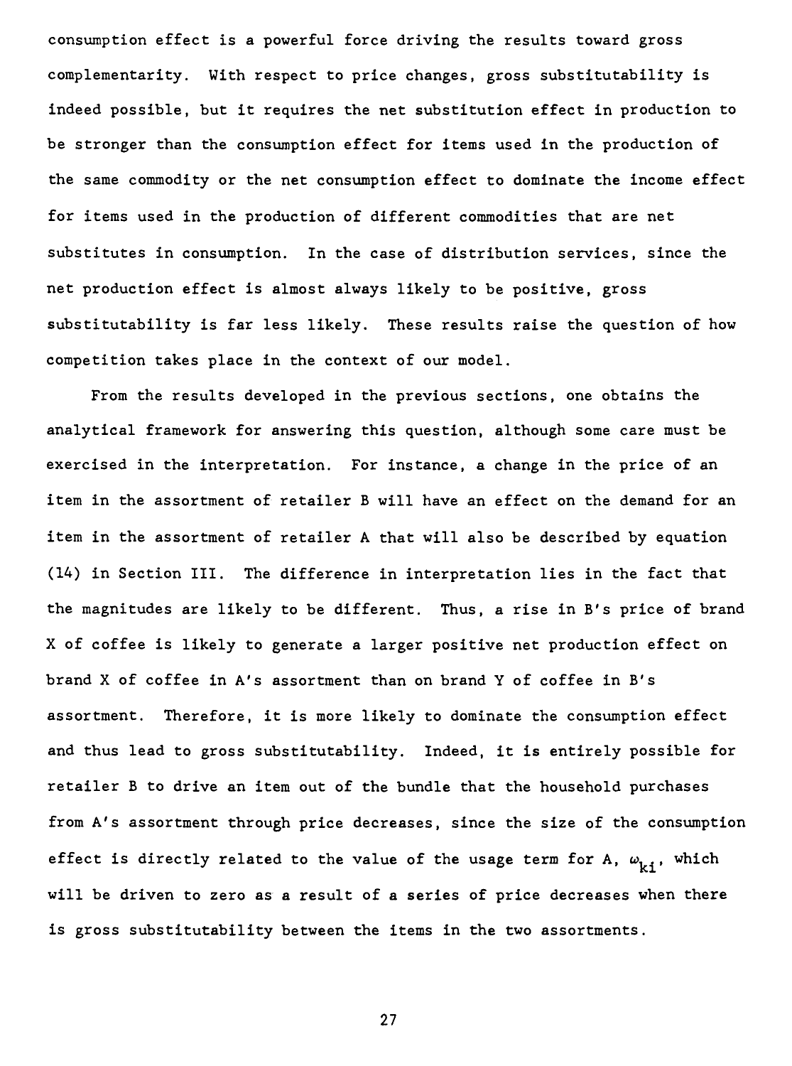consumption effect is a powerful force driving the results toward gross complementarity. With respect to price changes, gross substitutability is indeed possible, but it requires the net substitution effect in production to be stronger than the consumption effect for items used in the production of the same commodity or the net consumption effect to dominate the income effect for items used in the production of different commodities that are net substitutes in consumption. In the case of distribution services, since the net production effect is almost always likely to be positive, gross substitutability is far less likely. These results raise the question of how competition takes place in the context of our model.

From the results developed in the previous sections, one obtains the analytical framework for answering this question, although some care must be exercised in the interpretation. For instance, a change in the price of an item in the assortment of retailer B will have an effect on the demand for an item in the assortment of retailer A that will also be described by equation (14) in Section III. The difference in interpretation lies in the fact that the magnitudes are likely to be different. Thus, a rise in B's price of brand X of coffee is likely to generate a larger positive net production effect on brand X of coffee in A's assortment than on brand Y of coffee in B's assortment. Therefore, it is more likely to dominate the consumption effect and thus lead to gross substitutability. Indeed, it is entirely possible for retailer B to drive an item out of the bundle that the household purchases from A's assortment through price decreases, since the size of the consumption effect is directly related to the value of the usage term for A, $\omega_{ki}$, which will be driven to zero as a result of a series of price decreases when there is gross substitutability between the items in the two assortments.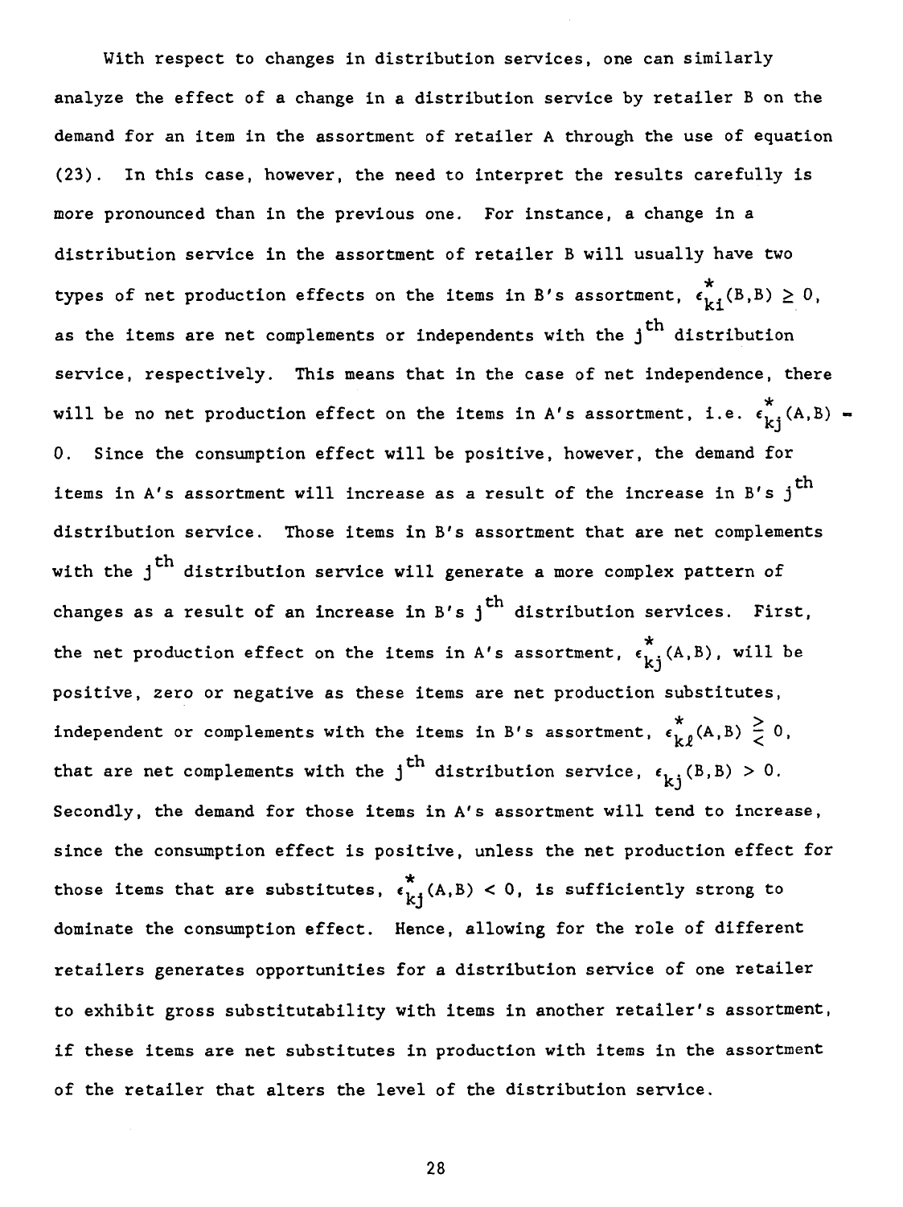With respect to changes in distribution services, one can similarly analyze the effect of a change in a distribution service by retailer B on the demand for an item in the assortment of retailer A through the use of equation (23). In this case, however, the need to interpret the results carefully is more pronounced than in the previous one. For instance, a change in a distribution service in the assortment of retailer B will usually have two types of net production effects on the items in B's assortment, $\epsilon^*_{ki}(B,B) \geq 0$, as the items are net complements or independents with the $j^{th}$ distribution service, respectively. This means that in the case of net independence, there will be no net production effect on the items in A's assortment, i.e. $\epsilon^*_{kj}(A,B) = 0$. Since the consumption effect will be positive, however, the demand for items in A's assortment will increase as a result of the increase in B's $j^{th}$ distribution service. Those items in B's assortment that are net complements with the $j^{th}$ distribution service will generate a more complex pattern of changes as a result of an increase in B's $j^{th}$ distribution services. First, the net production effect on the items in A's assortment, $\epsilon^*_{kj}(A,B)$, will be positive, zero or negative as these items are net production substitutes, independent or complements with the items in B's assortment, $\epsilon^*_{k\ell}(A,B) \gtreqless 0$, that are net complements with the $j^{th}$ distribution service, $\epsilon_{kj}(B,B) > 0$. Secondly, the demand for those items in A's assortment will tend to increase, since the consumption effect is positive, unless the net production effect for those items that are substitutes, $\epsilon^*_{kj}(A,B) < 0$, is sufficiently strong to dominate the consumption effect. Hence, allowing for the role of different retailers generates opportunities for a distribution service of one retailer to exhibit gross substitutability with items in another retailer's assortment, if these items are net substitutes in production with items in the assortment of the retailer that alters the level of the distribution service.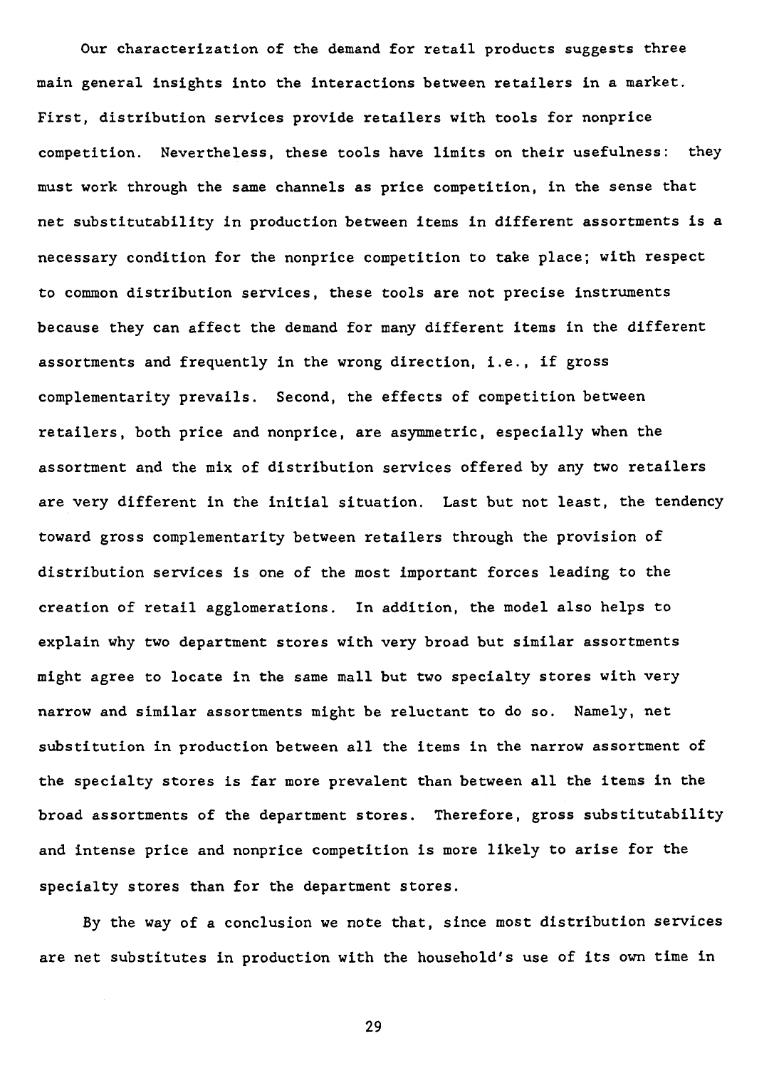Our characterization of the demand for retail products suggests three main general insights into the interactions between retailers in a market. First, distribution services provide retailers with tools for nonprice competition. Nevertheless, these tools have limits on their usefulness: they must work through the same channels as price competition, in the sense that net substitutability in production between items in different assortments is a necessary condition for the nonprice competition to take place; with respect to common distribution services, these tools are not precise instruments because they can affect the demand for many different items in the different assortments and frequently in the wrong direction, i.e., if gross complementarity prevails. Second, the effects of competition between retailers, both price and nonprice, are asymmetric, especially when the assortment and the mix of distribution services offered by any two retailers are very different in the initial situation. Last but not least, the tendency toward gross complementarity between retailers through the provision of distribution services is one of the most important forces leading to the creation of retail agglomerations. In addition, the model also helps to explain why two department stores with very broad but similar assortments might agree to locate in the same mall but two specialty stores with very narrow and similar assortments might be reluctant to do so. Namely, net substitution in production between all the items in the narrow assortment of the specialty stores is far more prevalent than between all the items in the broad assortments of the department stores. Therefore, gross substitutability and intense price and nonprice competition is more likely to arise for the specialty stores than for the department stores.

By the way of a conclusion we note that, since most distribution services are net substitutes in production with the household's use of its own time in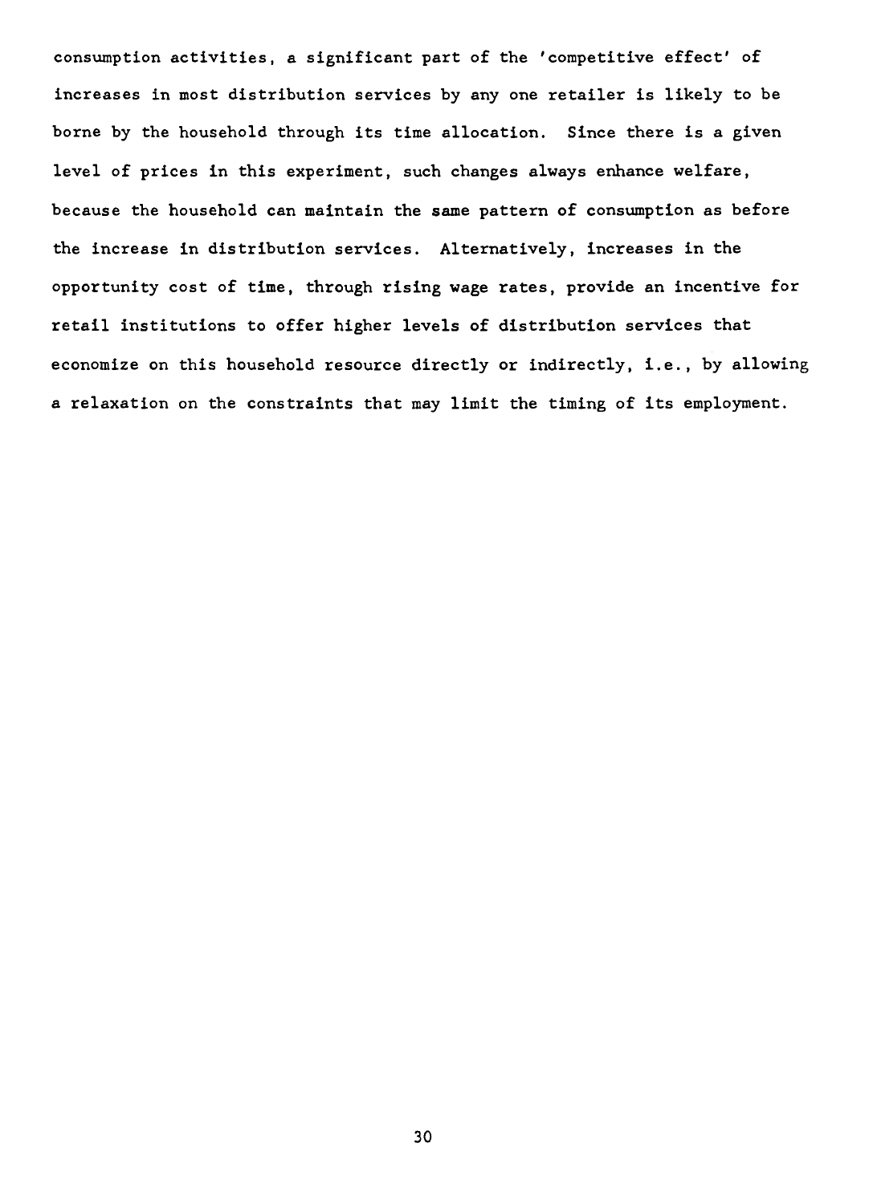consumption activities, a significant part of the 'competitive effect' of increases in most distribution services by any one retailer is likely to be borne by the household through its time allocation. Since there is a given level of prices in this experiment, such changes always enhance welfare, because the household can maintain the same pattern of consumption as before the increase in distribution services. Alternatively, increases in the opportunity cost of time, through rising wage rates, provide an incentive for retail institutions to offer higher levels of distribution services that economize on this household resource directly or indirectly, i.e., by allowing a relaxation on the constraints that may limit the timing of its employment.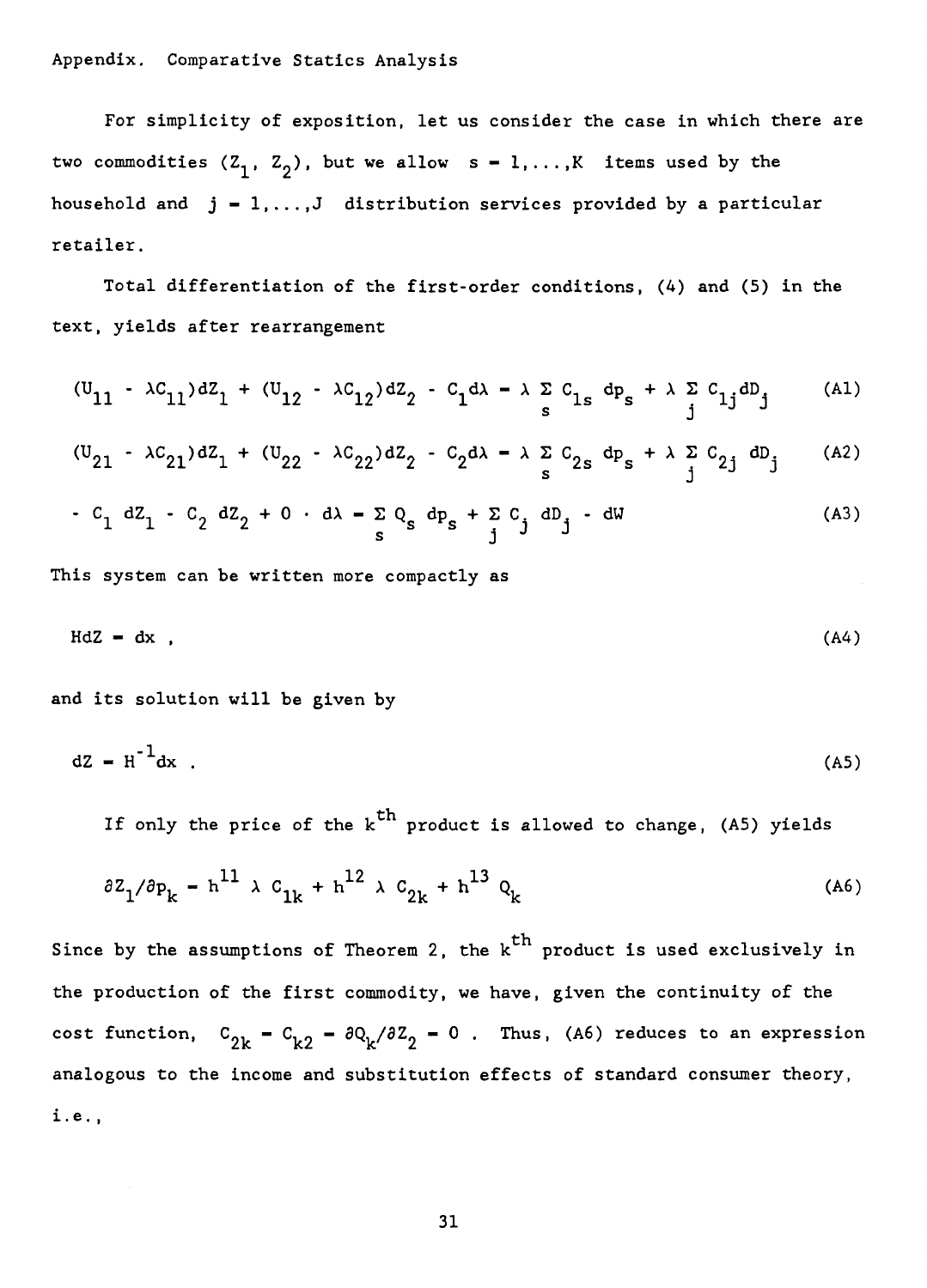Appendix. Comparative Statics Analysis

For simplicity of exposition, let us consider the case in which there are two commodities ($Z_1$, $Z_2$), but we allow $s = 1,\ldots,K$ items used by the household and $j = 1,\ldots,J$ distribution services provided by a particular retailer.

Total differentiation of the first-order conditions, (4) and (5) in the text, yields after rearrangement

$$(U_{11} - \lambda C_{11})dZ_1 + (U_{12} - \lambda C_{12})dZ_2 - C_1 d\lambda = \lambda \sum_s C_{1s}\, dp_s + \lambda \sum_j C_{1j} dD_j \tag{A1}$$

$$(U_{21} - \lambda C_{21})dZ_1 + (U_{22} - \lambda C_{22})dZ_2 - C_2 d\lambda = \lambda \sum_s C_{2s}\, dp_s + \lambda \sum_j C_{2j}\, dD_j \tag{A2}$$

$$- C_1\, dZ_1 - C_2\, dZ_2 + 0 \cdot d\lambda = \sum_s Q_s\, dp_s + \sum_j C_j\, dD_j - dW \tag{A3}$$

This system can be written more compactly as

$$HdZ = dx\ , \tag{A4}$$

and its solution will be given by

$$dZ = H^{-1}dx\ . \tag{A5}$$

If only the price of the $k^{th}$ product is allowed to change, (A5) yields

$$\partial Z_1/\partial p_k = h^{11}\, \lambda\, C_{1k} + h^{12}\, \lambda\, C_{2k} + h^{13}\, Q_k \tag{A6}$$

Since by the assumptions of Theorem 2, the $k^{th}$ product is used exclusively in the production of the first commodity, we have, given the continuity of the cost function, $C_{2k} = C_{k2} = \partial Q_k/\partial Z_2 = 0$ . Thus, (A6) reduces to an expression analogous to the income and substitution effects of standard consumer theory, i.e.,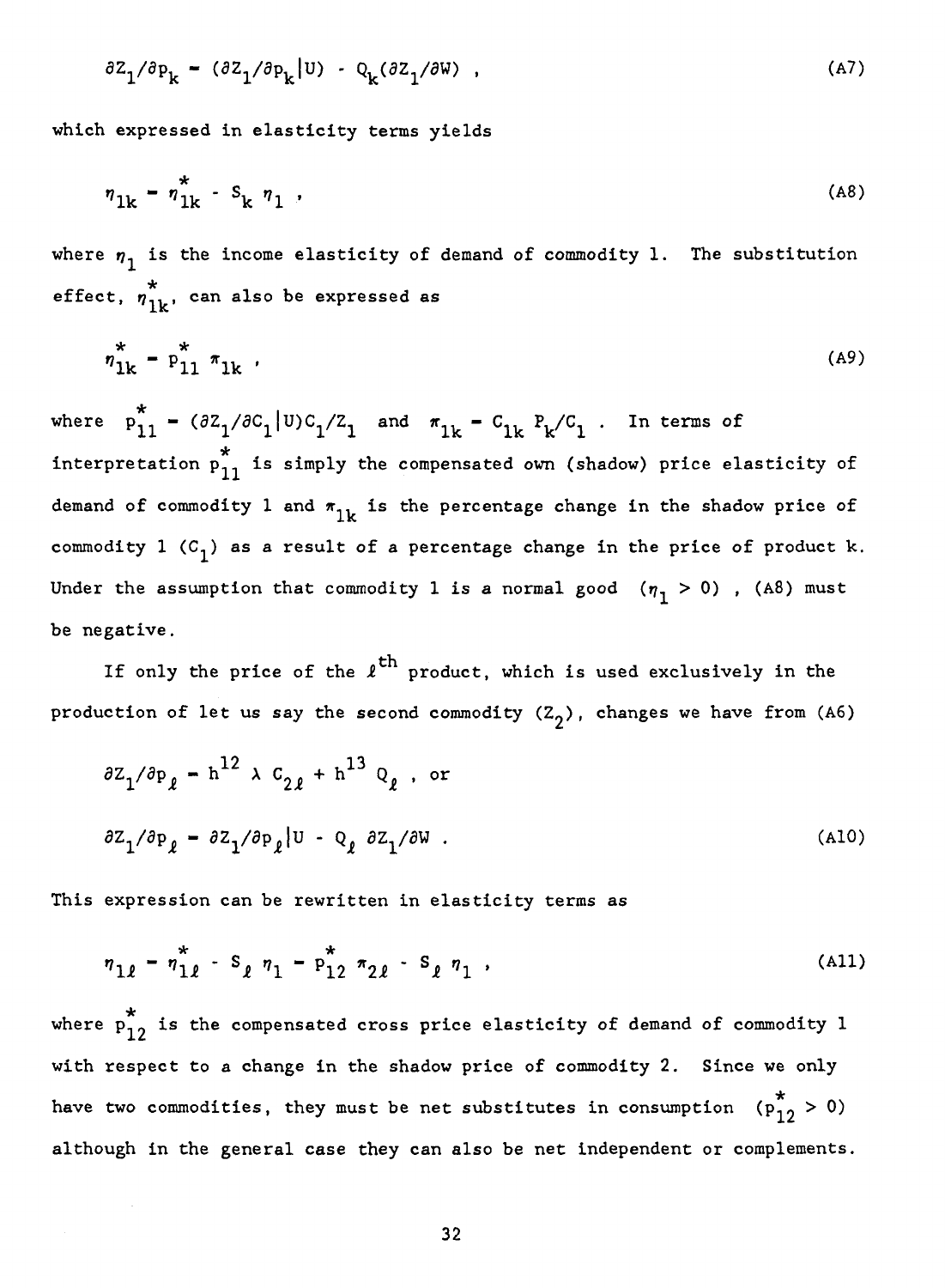$$\partial Z_1/\partial p_k = (\partial Z_1/\partial p_k|U) - Q_k(\partial Z_1/\partial W) , \tag{A7}$$

which expressed in elasticity terms yields

$$\eta_{1k} = \eta^*_{1k} - S_k \, \eta_1 , \tag{A8}$$

where $\eta_1$ is the income elasticity of demand of commodity 1. The substitution effect, $\eta^*_{1k}$, can also be expressed as

$$\eta^*_{1k} = p^*_{11} \, \pi_{1k} , \tag{A9}$$

where $p^*_{11} = (\partial Z_1/\partial C_1|U)C_1/Z_1$ and $\pi_{1k} = C_{1k} \, P_k/C_1$ . In terms of interpretation $p^*_{11}$ is simply the compensated own (shadow) price elasticity of demand of commodity 1 and $\pi_{1k}$ is the percentage change in the shadow price of commodity 1 ($C_1$) as a result of a percentage change in the price of product k. Under the assumption that commodity 1 is a normal good $(\eta_1 > 0)$ , (A8) must be negative.

If only the price of the $\ell^{th}$ product, which is used exclusively in the production of let us say the second commodity ($Z_2$), changes we have from (A6)

$$\partial Z_1/\partial p_\ell = h^{12} \, \lambda \, C_{2\ell} + h^{13} \, Q_\ell \text{ , or}$$

$$\partial Z_1/\partial p_\ell = \partial Z_1/\partial p_\ell|U - Q_\ell \, \partial Z_1/\partial W . \tag{A10}$$

This expression can be rewritten in elasticity terms as

$$\eta_{1\ell} = \eta^*_{1\ell} - S_\ell \, \eta_1 = p^*_{12} \, \pi_{2\ell} - S_\ell \, \eta_1 , \tag{A11}$$

where $p^*_{12}$ is the compensated cross price elasticity of demand of commodity 1 with respect to a change in the shadow price of commodity 2. Since we only have two commodities, they must be net substitutes in consumption $(p^*_{12} > 0)$ although in the general case they can also be net independent or complements.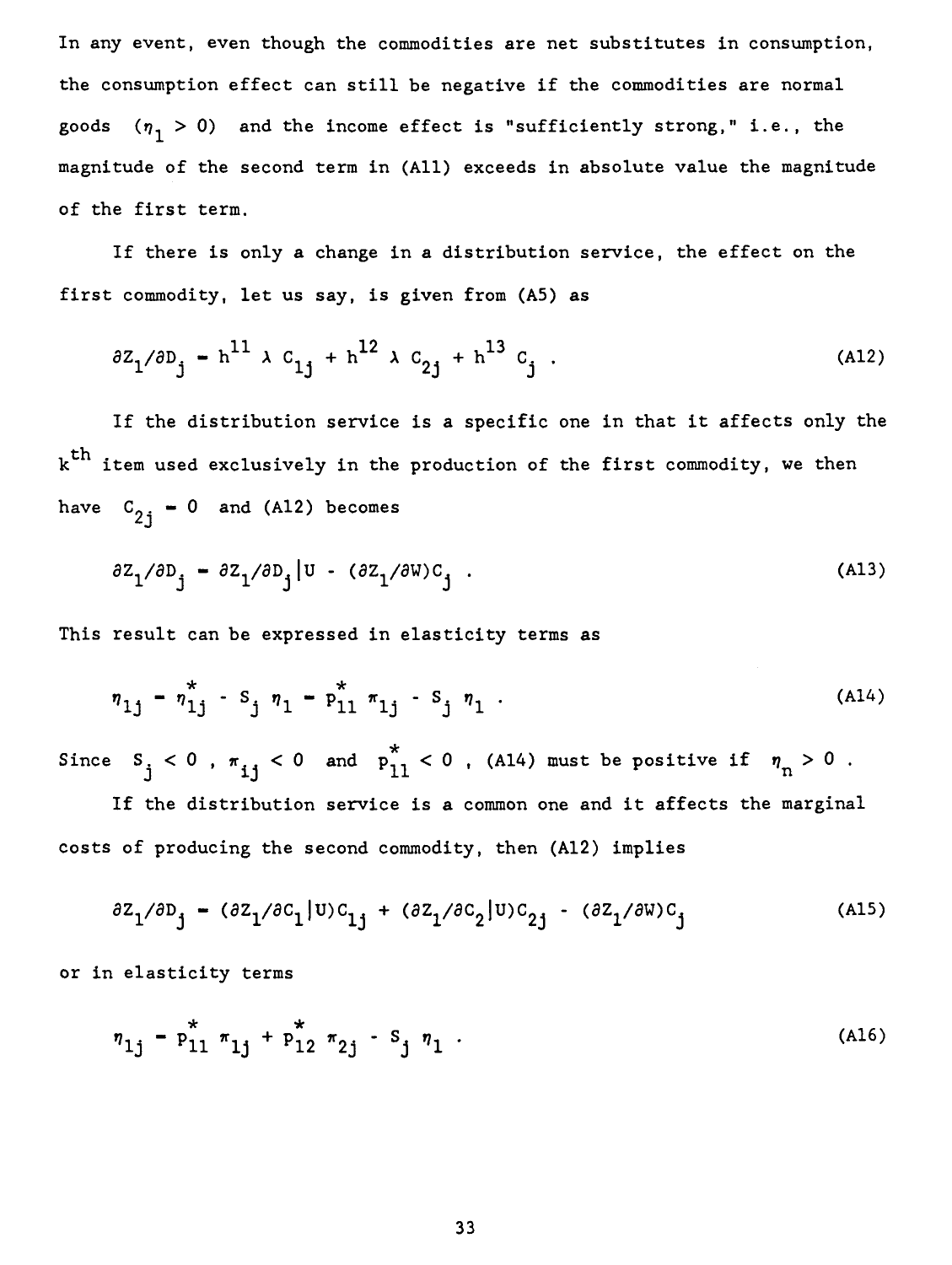In any event, even though the commodities are net substitutes in consumption, the consumption effect can still be negative if the commodities are normal goods $(\eta_1 > 0)$ and the income effect is "sufficiently strong," i.e., the magnitude of the second term in (A11) exceeds in absolute value the magnitude of the first term.

If there is only a change in a distribution service, the effect on the first commodity, let us say, is given from (A5) as

$$\partial Z_1/\partial D_j = h^{11} \lambda C_{1j} + h^{12} \lambda C_{2j} + h^{13} C_j . \tag{A12}$$

If the distribution service is a specific one in that it affects only the $k^{th}$ item used exclusively in the production of the first commodity, we then have $C_{2j} = 0$ and (A12) becomes

$$\partial Z_1/\partial D_j = \partial Z_1/\partial D_j|U - (\partial Z_1/\partial W)C_j . \tag{A13}$$

This result can be expressed in elasticity terms as

$$\eta_{1j} = \eta^*_{1j} - S_j \eta_1 = P^*_{11} \pi_{1j} - S_j \eta_1 . \tag{A14}$$

Since $S_j < 0$, $\pi_{ij} < 0$ and $P^*_{11} < 0$, (A14) must be positive if $\eta_n > 0$.

If the distribution service is a common one and it affects the marginal costs of producing the second commodity, then (A12) implies

$$\partial Z_1/\partial D_j = (\partial Z_1/\partial C_1|U)C_{1j} + (\partial Z_1/\partial C_2|U)C_{2j} - (\partial Z_1/\partial W)C_j \tag{A15}$$

or in elasticity terms

$$\eta_{1j} = P^*_{11} \pi_{1j} + P^*_{12} \pi_{2j} - S_j \eta_1 . \tag{A16}$$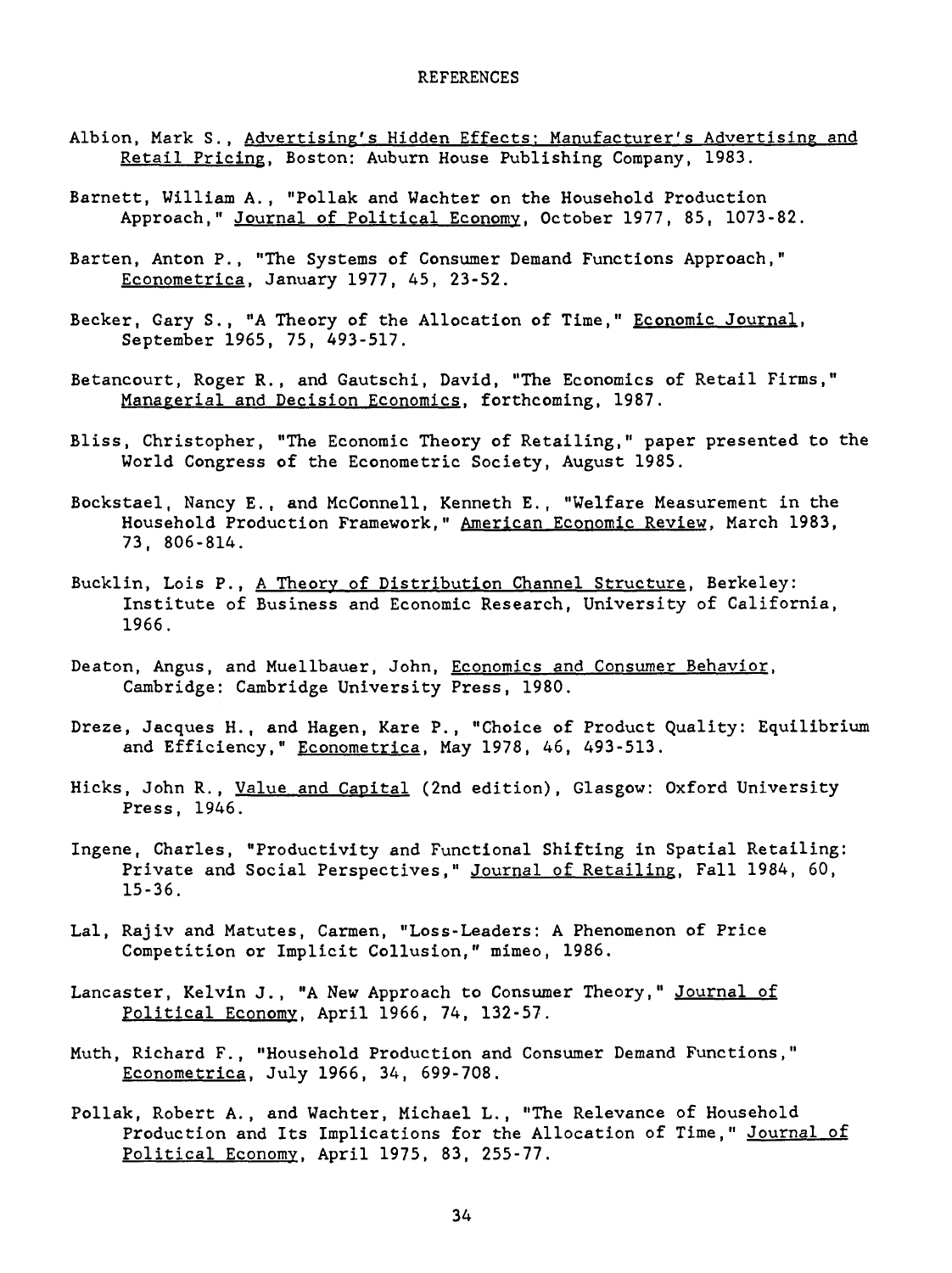# REFERENCES

Albion, Mark S., Advertising's Hidden Effects: Manufacturer's Advertising and Retail Pricing, Boston: Auburn House Publishing Company, 1983.

Barnett, William A., "Pollak and Wachter on the Household Production Approach," Journal of Political Economy, October 1977, 85, 1073-82.

Barten, Anton P., "The Systems of Consumer Demand Functions Approach," Econometrica, January 1977, 45, 23-52.

Becker, Gary S., "A Theory of the Allocation of Time," Economic Journal, September 1965, 75, 493-517.

Betancourt, Roger R., and Gautschi, David, "The Economics of Retail Firms," Managerial and Decision Economics, forthcoming, 1987.

Bliss, Christopher, "The Economic Theory of Retailing," paper presented to the World Congress of the Econometric Society, August 1985.

Bockstael, Nancy E., and McConnell, Kenneth E., "Welfare Measurement in the Household Production Framework," American Economic Review, March 1983, 73, 806-814.

Bucklin, Lois P., A Theory of Distribution Channel Structure, Berkeley: Institute of Business and Economic Research, University of California, 1966.

Deaton, Angus, and Muellbauer, John, Economics and Consumer Behavior, Cambridge: Cambridge University Press, 1980.

Dreze, Jacques H., and Hagen, Kare P., "Choice of Product Quality: Equilibrium and Efficiency," Econometrica, May 1978, 46, 493-513.

Hicks, John R., Value and Capital (2nd edition), Glasgow: Oxford University Press, 1946.

Ingene, Charles, "Productivity and Functional Shifting in Spatial Retailing: Private and Social Perspectives," Journal of Retailing, Fall 1984, 60, 15-36.

Lal, Rajiv and Matutes, Carmen, "Loss-Leaders: A Phenomenon of Price Competition or Implicit Collusion," mimeo, 1986.

Lancaster, Kelvin J., "A New Approach to Consumer Theory," Journal of Political Economy, April 1966, 74, 132-57.

Muth, Richard F., "Household Production and Consumer Demand Functions," Econometrica, July 1966, 34, 699-708.

Pollak, Robert A., and Wachter, Michael L., "The Relevance of Household Production and Its Implications for the Allocation of Time," Journal of Political Economy, April 1975, 83, 255-77.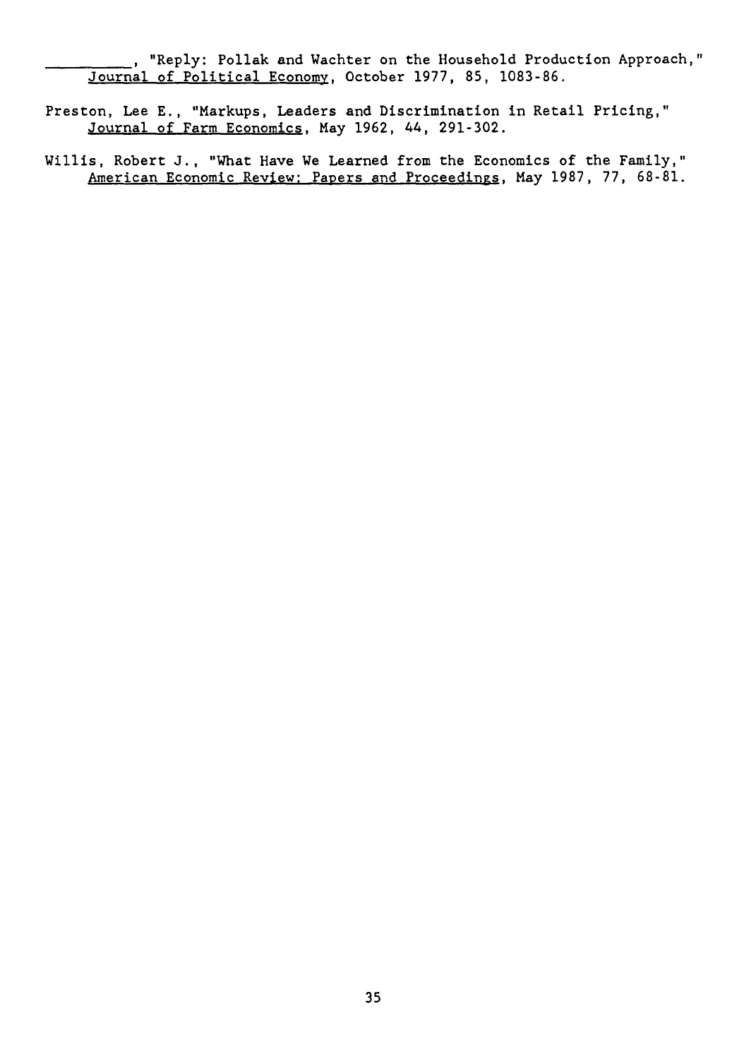__________, "Reply: Pollak and Wachter on the Household Production Approach," Journal of Political Economy, October 1977, 85, 1083-86.

Preston, Lee E., "Markups, Leaders and Discrimination in Retail Pricing," Journal of Farm Economics, May 1962, 44, 291-302.

Willis, Robert J., "What Have We Learned from the Economics of the Family," American Economic Review: Papers and Proceedings, May 1987, 77, 68-81.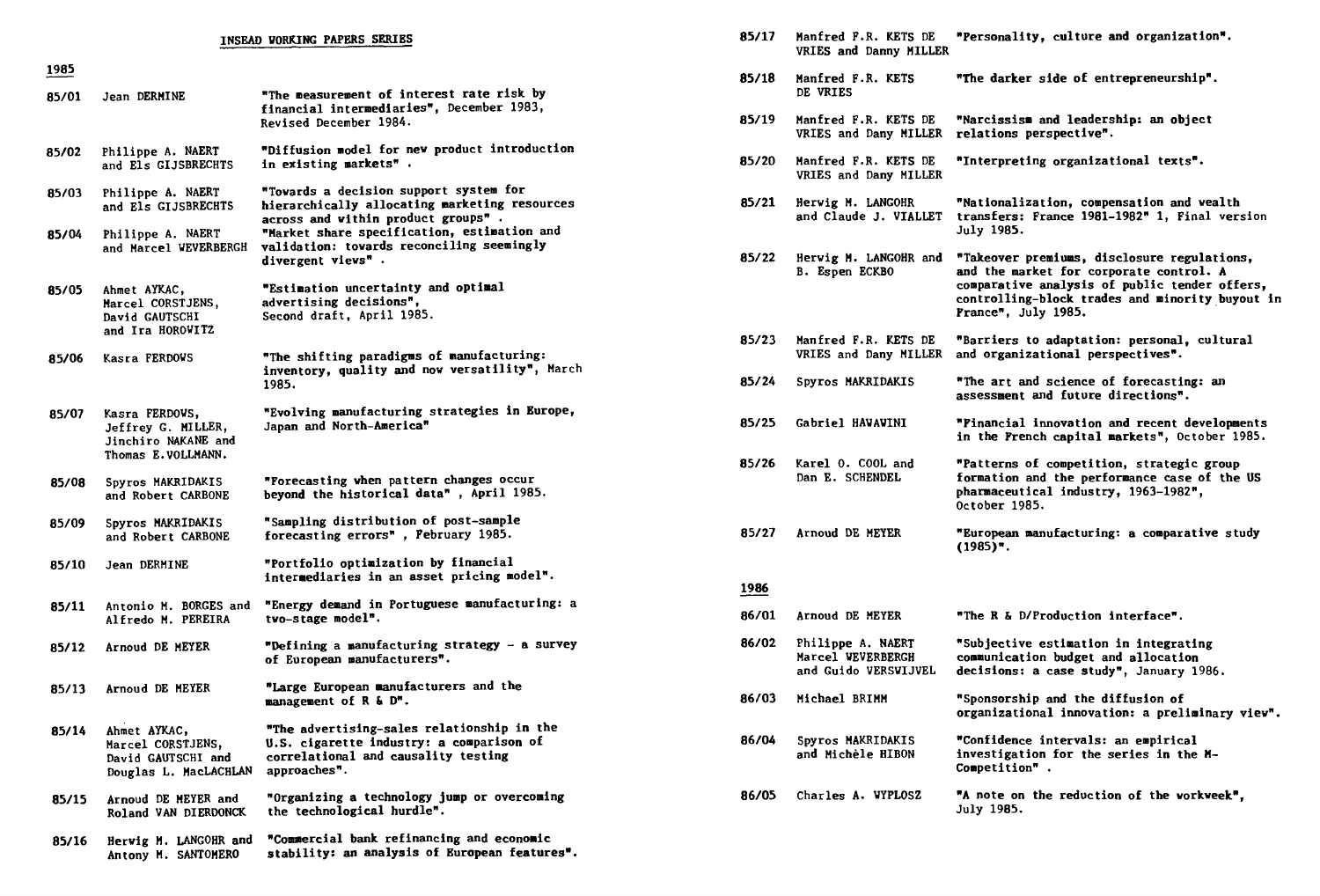## INSEAD WORKING PAPERS SERIES

### 1985

| | | |
|---|---|---|
| 85/01 | Jean DERMINE | "The measurement of interest rate risk by financial intermediaries", December 1983, Revised December 1984. |
| 85/02 | Philippe A. NAERT and Els GIJSBRECHTS | "Diffusion model for new product introduction in existing markets" . |
| 85/03 | Philippe A. NAERT and Els GIJSBRECHTS | "Towards a decision support system for hierarchically allocating marketing resources across and within product groups" . |
| 85/04 | Philippe A. NAERT and Marcel WEVERBERGH | "Market share specification, estimation and validation: towards reconciling seemingly divergent views" . |
| 85/05 | Ahmet AYKAC, Marcel CORSTJENS, David GAUTSCHI and Ira HOROWITZ | "Estimation uncertainty and optimal advertising decisions", Second draft, April 1985. |
| 85/06 | Kasra FERDOWS | "The shifting paradigms of manufacturing: inventory, quality and now versatility", March 1985. |
| 85/07 | Kasra FERDOWS, Jeffrey G. MILLER, Jinchiro NAKANE and Thomas E.VOLLMANN. | "Evolving manufacturing strategies in Europe, Japan and North-America" |
| 85/08 | Spyros MAKRIDAKIS and Robert CARBONE | "Forecasting when pattern changes occur beyond the historical data" , April 1985. |
| 85/09 | Spyros MAKRIDAKIS and Robert CARBONE | "Sampling distribution of post-sample forecasting errors" , February 1985. |
| 85/10 | Jean DERMINE | "Portfolio optimization by financial intermediaries in an asset pricing model". |
| 85/11 | Antonio M. BORGES and Alfredo M. PEREIRA | "Energy demand in Portuguese manufacturing: a two-stage model". |
| 85/12 | Arnoud DE MEYER | "Defining a manufacturing strategy - a survey of European manufacturers". |
| 85/13 | Arnoud DE MEYER | "Large European manufacturers and the management of R & D". |
| 85/14 | Ahmet AYKAC, Marcel CORSTJENS, David GAUTSCHI and Douglas L. MacLACHLAN | "The advertising-sales relationship in the U.S. cigarette industry: a comparison of correlational and causality testing approaches". |
| 85/15 | Arnoud DE MEYER and Roland VAN DIERDONCK | "Organizing a technology jump or overcoming the technological hurdle". |
| 85/16 | Hervig M. LANGOHR and Antony M. SANTOMERO | "Commercial bank refinancing and economic stability: an analysis of European features". |
| 85/17 | Manfred F.R. KETS DE VRIES and Danny MILLER | "Personality, culture and organization". |
| 85/18 | Manfred F.R. KETS DE VRIES | "The darker side of entrepreneurship". |
| 85/19 | Manfred F.R. KETS DE VRIES and Dany MILLER | "Narcissism and leadership: an object relations perspective". |
| 85/20 | Manfred F.R. KETS DE VRIES and Dany MILLER | "Interpreting organizational texts". |
| 85/21 | Hervig M. LANGOHR and Claude J. VIALLET | "Nationalization, compensation and wealth transfers: France 1981-1982" 1, Final version July 1985. |
| 85/22 | Hervig M. LANGOHR and B. Espen ECKBO | "Takeover premiums, disclosure regulations, and the market for corporate control. A comparative analysis of public tender offers, controlling-block trades and minority buyout in France", July 1985. |
| 85/23 | Manfred F.R. KETS DE VRIES and Dany MILLER | "Barriers to adaptation: personal, cultural and organizational perspectives". |
| 85/24 | Spyros MAKRIDAKIS | "The art and science of forecasting: an assessment and future directions". |
| 85/25 | Gabriel HAWAWINI | "Financial innovation and recent developments in the French capital markets", October 1985. |
| 85/26 | Karel O. COOL and Dan E. SCHENDEL | "Patterns of competition, strategic group formation and the performance case of the US pharmaceutical industry, 1963-1982", October 1985. |
| 85/27 | Arnoud DE MEYER | "European manufacturing: a comparative study (1985)". |

### 1986

| | | |
|---|---|---|
| 86/01 | Arnoud DE MEYER | "The R & D/Production interface". |
| 86/02 | Philippe A. NAERT Marcel WEVERBERGH and Guido VERSWIJVEL | "Subjective estimation in integrating communication budget and allocation decisions: a case study", January 1986. |
| 86/03 | Michael BRIMM | "Sponsorship and the diffusion of organizational innovation: a preliminary view". |
| 86/04 | Spyros MAKRIDAKIS and Michèle HIBON | "Confidence intervals: an empirical investigation for the series in the M-Competition" . |
| 86/05 | Charles A. WYPLOSZ | "A note on the reduction of the workweek", July 1985. |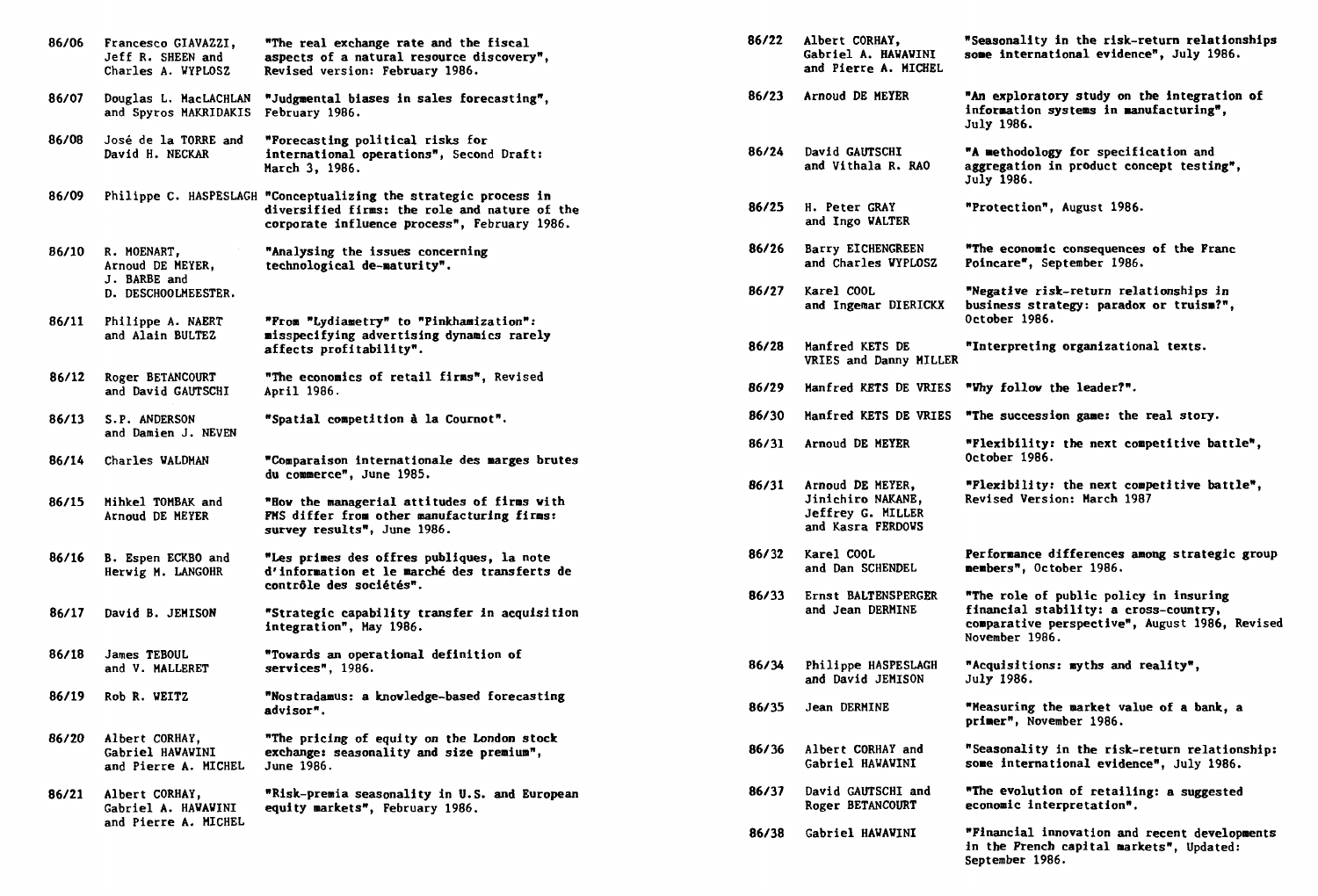86/06 Francesco GIAVAZZI, Jeff R. SHEEN and Charles A. WYPLOSZ — "The real exchange rate and the fiscal aspects of a natural resource discovery", Revised version: February 1986.

86/07 Douglas L. MacLACHLAN and Spyros MAKRIDAKIS — "Judgmental biases in sales forecasting", February 1986.

86/08 José de la TORRE and David H. NECKAR — "Forecasting political risks for international operations", Second Draft: March 3, 1986.

86/09 Philippe C. HASPESLAGH — "Conceptualizing the strategic process in diversified firms: the role and nature of the corporate influence process", February 1986.

86/10 R. MOENART, Arnoud DE MEYER, J. BARBE and D. DESCHOOLMEESTER. — "Analysing the issues concerning technological de-maturity".

86/11 Philippe A. NAERT and Alain BULTEZ — "From "Lydiametry" to "Pinkhamization": misspecifying advertising dynamics rarely affects profitability".

86/12 Roger BETANCOURT and David GAUTSCHI — "The economics of retail firms", Revised April 1986.

86/13 S.P. ANDERSON and Damien J. NEVEN — "Spatial competition à la Cournot".

86/14 Charles WALDMAN — "Comparaison internationale des marges brutes du commerce", June 1985.

86/15 Mihkel TOMBAK and Arnoud DE MEYER — "How the managerial attitudes of firms with FMS differ from other manufacturing firms: survey results", June 1986.

86/16 B. Espen ECKBO and Herwig M. LANGOHR — "Les primes des offres publiques, la note d'information et le marché des transferts de contrôle des sociétés".

86/17 David B. JEMISON — "Strategic capability transfer in acquisition integration", May 1986.

86/18 James TEBOUL and V. MALLERET — "Towards an operational definition of services", 1986.

86/19 Rob R. WEITZ — "Nostradamus: a knowledge-based forecasting advisor".

86/20 Albert CORHAY, Gabriel HAWAWINI and Pierre A. MICHEL — "The pricing of equity on the London stock exchange: seasonality and size premium", June 1986.

86/21 Albert CORHAY, Gabriel A. HAWAWINI and Pierre A. MICHEL — "Risk-premia seasonality in U.S. and European equity markets", February 1986.

86/22 Albert CORHAY, Gabriel A. HAWAWINI and Pierre A. MICHEL — "Seasonality in the risk-return relationships some international evidence", July 1986.

86/23 Arnoud DE MEYER — "An exploratory study on the integration of information systems in manufacturing", July 1986.

86/24 David GAUTSCHI and Vithala R. RAO — "A methodology for specification and aggregation in product concept testing", July 1986.

86/25 H. Peter GRAY and Ingo WALTER — "Protection", August 1986.

86/26 Barry EICHENGREEN and Charles WYPLOSZ — "The economic consequences of the Franc Poincare", September 1986.

86/27 Karel COOL and Ingemar DIERICKX — "Negative risk-return relationships in business strategy: paradox or truism?", October 1986.

86/28 Manfred KETS DE VRIES and Danny MILLER — "Interpreting organizational texts.

86/29 Manfred KETS DE VRIES — "Why follow the leader?".

86/30 Manfred KETS DE VRIES — "The succession game: the real story.

86/31 Arnoud DE MEYER — "Flexibility: the next competitive battle", October 1986.

86/31 Arnoud DE MEYER, Jinichiro NAKANE, Jeffrey G. MILLER and Kasra FERDOWS — "Flexibility: the next competitive battle", Revised Version: March 1987

86/32 Karel COOL and Dan SCHENDEL — Performance differences among strategic group members", October 1986.

86/33 Ernst BALTENSPERGER and Jean DERMINE — "The role of public policy in insuring financial stability: a cross-country, comparative perspective", August 1986, Revised November 1986.

86/34 Philippe HASPESLAGH and David JEMISON — "Acquisitions: myths and reality", July 1986.

86/35 Jean DERMINE — "Measuring the market value of a bank, a primer", November 1986.

86/36 Albert CORHAY and Gabriel HAWAWINI — "Seasonality in the risk-return relationship: some international evidence", July 1986.

86/37 David GAUTSCHI and Roger BETANCOURT — "The evolution of retailing: a suggested economic interpretation".

86/38 Gabriel HAWAWINI — "Financial innovation and recent developments in the French capital markets", Updated: September 1986.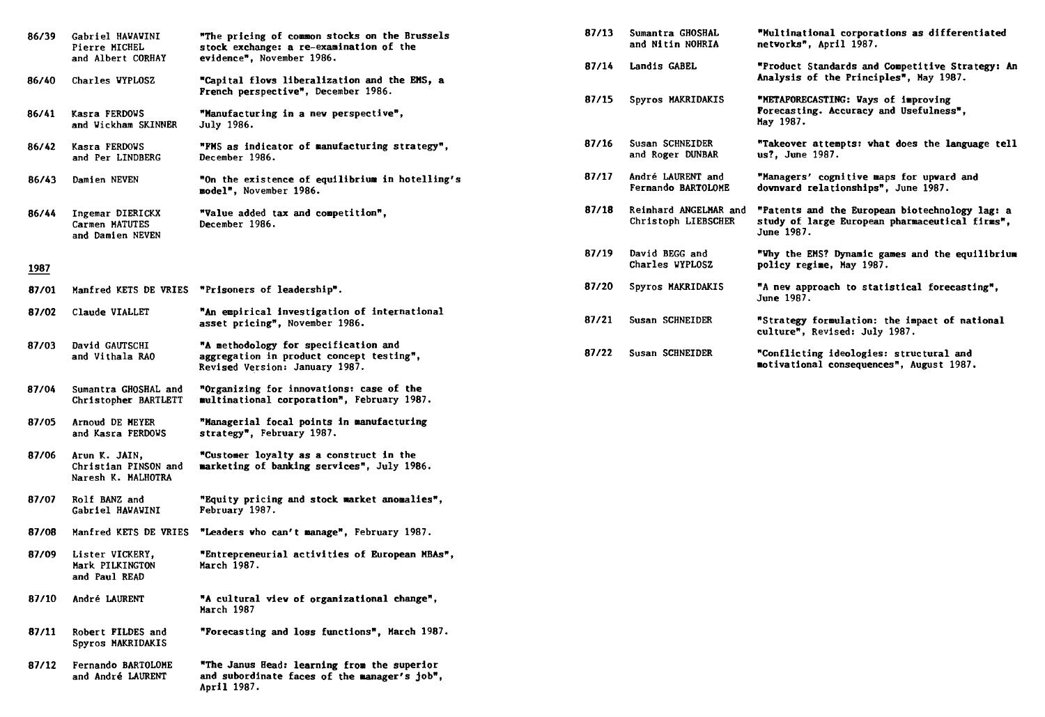| | | |
|---|---|---|
| 86/39 | Gabriel HAWAWINI<br>Pierre MICHEL<br>and Albert CORHAY | "The pricing of common stocks on the Brussels stock exchange: a re-examination of the evidence", November 1986. |
| 86/40 | Charles WYPLOSZ | "Capital flows liberalization and the EMS, a French perspective", December 1986. |
| 86/41 | Kasra FERDOWS<br>and Wickham SKINNER | "Manufacturing in a new perspective", July 1986. |
| 86/42 | Kasra FERDOWS<br>and Per LINDBERG | "FMS as indicator of manufacturing strategy", December 1986. |
| 86/43 | Damien NEVEN | "On the existence of equilibrium in hotelling's model", November 1986. |
| 86/44 | Ingemar DIERICKX<br>Carmen MATUTES<br>and Damien NEVEN | "Value added tax and competition", December 1986. |

## 1987

| | | |
|---|---|---|
| 87/01 | Manfred KETS DE VRIES | "Prisoners of leadership". |
| 87/02 | Claude VIALLET | "An empirical investigation of international asset pricing", November 1986. |
| 87/03 | David GAUTSCHI<br>and Vithala RAO | "A methodology for specification and aggregation in product concept testing", Revised Version: January 1987. |
| 87/04 | Sumantra GHOSHAL and<br>Christopher BARTLETT | "Organizing for innovations: case of the multinational corporation", February 1987. |
| 87/05 | Arnoud DE MEYER<br>and Kasra FERDOWS | "Managerial focal points in manufacturing strategy", February 1987. |
| 87/06 | Arun K. JAIN,<br>Christian PINSON and<br>Naresh K. MALHOTRA | "Customer loyalty as a construct in the marketing of banking services", July 1986. |
| 87/07 | Rolf BANZ and<br>Gabriel HAWAWINI | "Equity pricing and stock market anomalies", February 1987. |
| 87/08 | Manfred KETS DE VRIES | "Leaders who can't manage", February 1987. |
| 87/09 | Lister VICKERY,<br>Mark PILKINGTON<br>and Paul READ | "Entrepreneurial activities of European MBAs", March 1987. |
| 87/10 | André LAURENT | "A cultural view of organizational change", March 1987 |
| 87/11 | Robert FILDES and<br>Spyros MAKRIDAKIS | "Forecasting and loss functions", March 1987. |
| 87/12 | Fernando BARTOLOME<br>and André LAURENT | "The Janus Head: learning from the superior and subordinate faces of the manager's job", April 1987. |
| 87/13 | Sumantra GHOSHAL<br>and Nitin NOHRIA | "Multinational corporations as differentiated networks", April 1987. |
| 87/14 | Landis GABEL | "Product Standards and Competitive Strategy: An Analysis of the Principles", May 1987. |
| 87/15 | Spyros MAKRIDAKIS | "METAFORECASTING: Ways of improving Forecasting. Accuracy and Usefulness", May 1987. |
| 87/16 | Susan SCHNEIDER<br>and Roger DUNBAR | "Takeover attempts: what does the language tell us?, June 1987. |
| 87/17 | André LAURENT and<br>Fernando BARTOLOME | "Managers' cognitive maps for upward and downward relationships", June 1987. |
| 87/18 | Reinhard ANGELMAR and<br>Christoph LIEBSCHER | "Patents and the European biotechnology lag: a study of large European pharmaceutical firms", June 1987. |
| 87/19 | David BEGG and<br>Charles WYPLOSZ | "Why the EMS? Dynamic games and the equilibrium policy regime, May 1987. |
| 87/20 | Spyros MAKRIDAKIS | "A new approach to statistical forecasting", June 1987. |
| 87/21 | Susan SCHNEIDER | "Strategy formulation: the impact of national culture", Revised: July 1987. |
| 87/22 | Susan SCHNEIDER | "Conflicting ideologies: structural and motivational consequences", August 1987. |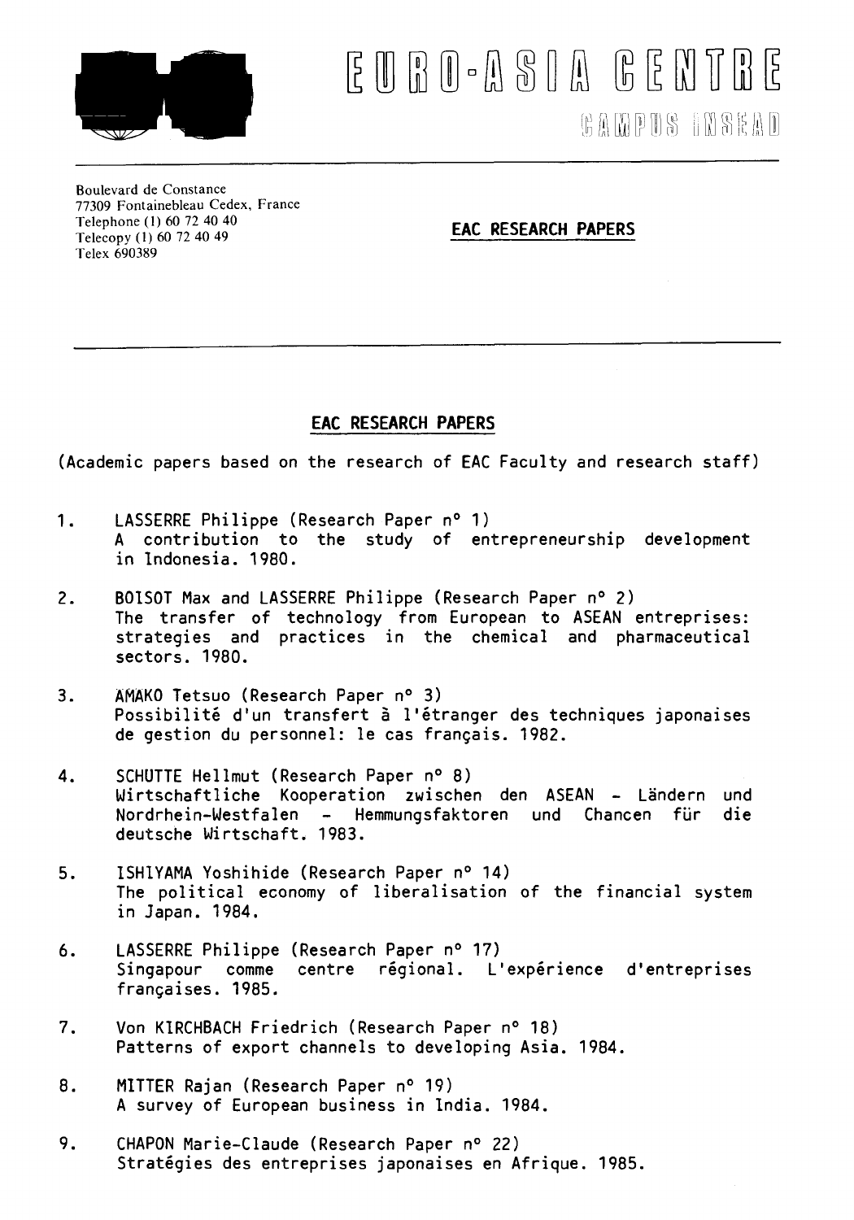# EURO-ASIA CENTRE

CAMPUS INSEAD

Boulevard de Constance
77309 Fontainebleau Cedex, France
Telephone (1) 60 72 40 40
Telecopy (1) 60 72 40 49
Telex 690389

**EAC RESEARCH PAPERS**

## EAC RESEARCH PAPERS

(Academic papers based on the research of EAC Faculty and research staff)

1. LASSERRE Philippe (Research Paper n° 1)
   A contribution to the study of entrepreneurship development in Indonesia. 1980.

2. BOISOT Max and LASSERRE Philippe (Research Paper n° 2)
   The transfer of technology from European to ASEAN entreprises: strategies and practices in the chemical and pharmaceutical sectors. 1980.

3. AMAKO Tetsuo (Research Paper n° 3)
   Possibilité d'un transfert à l'étranger des techniques japonaises de gestion du personnel: le cas français. 1982.

4. SCHUTTE Hellmut (Research Paper n° 8)
   Wirtschaftliche Kooperation zwischen den ASEAN - Ländern und Nordrhein-Westfalen - Hemmungsfaktoren und Chancen für die deutsche Wirtschaft. 1983.

5. ISHIYAMA Yoshihide (Research Paper n° 14)
   The political economy of liberalisation of the financial system in Japan. 1984.

6. LASSERRE Philippe (Research Paper n° 17)
   Singapour comme centre régional. L'expérience d'entreprises françaises. 1985.

7. Von KIRCHBACH Friedrich (Research Paper n° 18)
   Patterns of export channels to developing Asia. 1984.

8. MITTER Rajan (Research Paper n° 19)
   A survey of European business in India. 1984.

9. CHAPON Marie-Claude (Research Paper n° 22)
   Stratégies des entreprises japonaises en Afrique. 1985.